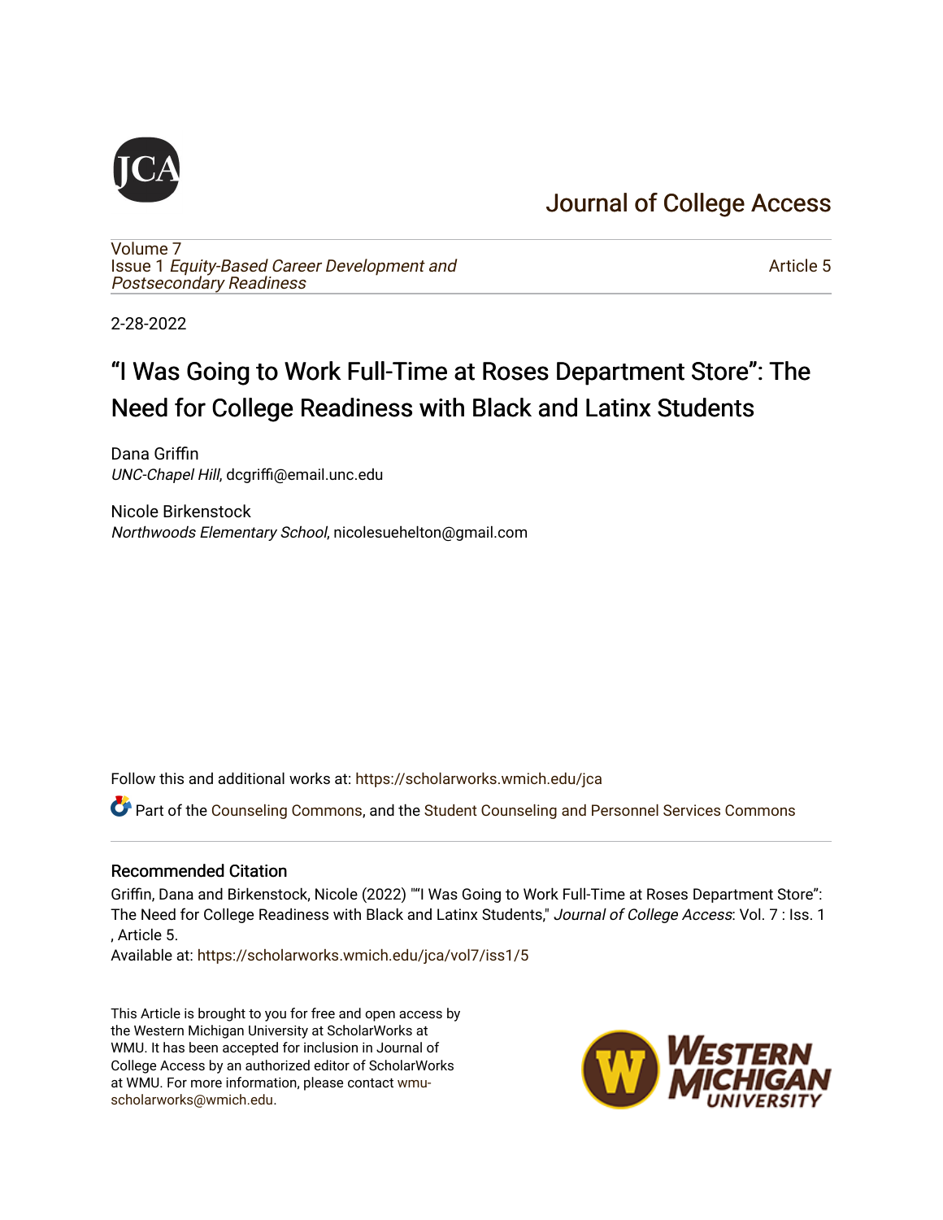# Journal of College Access

Volume 7
Issue 1 *Equity-Based Career Development and Postsecondary Readiness*

Article 5

2-28-2022

# "I Was Going to Work Full-Time at Roses Department Store": The Need for College Readiness with Black and Latinx Students

Dana Griffin
*UNC-Chapel Hill*, dcgriffi@email.unc.edu

Nicole Birkenstock
*Northwoods Elementary School*, nicolesuehelton@gmail.com

Follow this and additional works at: https://scholarworks.wmich.edu/jca

Part of the Counseling Commons, and the Student Counseling and Personnel Services Commons

## Recommended Citation

Griffin, Dana and Birkenstock, Nicole (2022) ""I Was Going to Work Full-Time at Roses Department Store": The Need for College Readiness with Black and Latinx Students," *Journal of College Access*: Vol. 7 : Iss. 1 , Article 5.
Available at: https://scholarworks.wmich.edu/jca/vol7/iss1/5

This Article is brought to you for free and open access by the Western Michigan University at ScholarWorks at WMU. It has been accepted for inclusion in Journal of College Access by an authorized editor of ScholarWorks at WMU. For more information, please contact wmu-scholarworks@wmich.edu.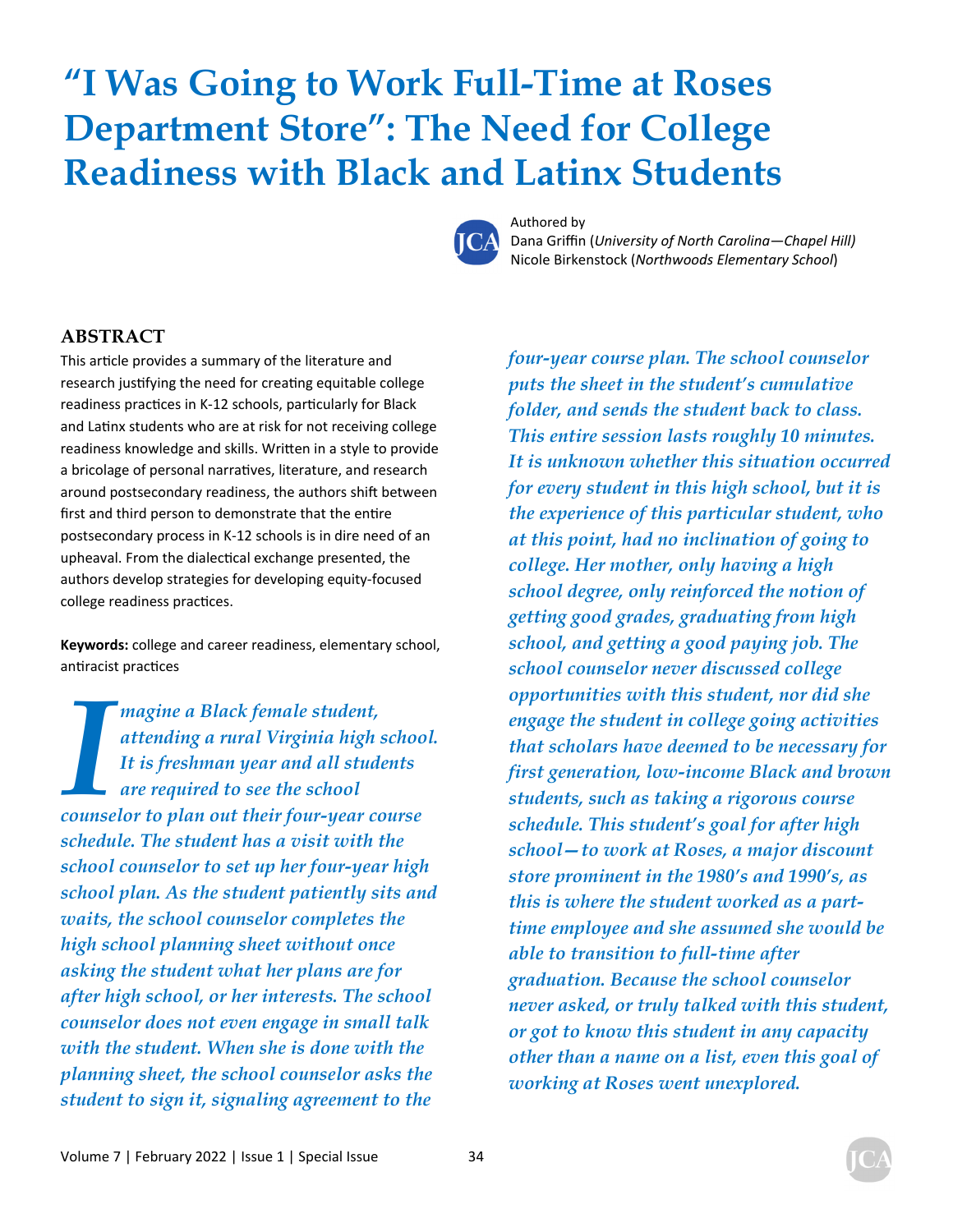# "I Was Going to Work Full-Time at Roses Department Store": The Need for College Readiness with Black and Latinx Students

Authored by
Dana Griffin (*University of North Carolina—Chapel Hill)*
Nicole Birkenstock (*Northwoods Elementary School*)

## ABSTRACT

This article provides a summary of the literature and research justifying the need for creating equitable college readiness practices in K-12 schools, particularly for Black and Latinx students who are at risk for not receiving college readiness knowledge and skills. Written in a style to provide a bricolage of personal narratives, literature, and research around postsecondary readiness, the authors shift between first and third person to demonstrate that the entire postsecondary process in K-12 schools is in dire need of an upheaval. From the dialectical exchange presented, the authors develop strategies for developing equity-focused college readiness practices.

**Keywords:** college and career readiness, elementary school, antiracist practices

***Imagine a Black female student, attending a rural Virginia high school. It is freshman year and all students are required to see the school counselor to plan out their four-year course schedule. The student has a visit with the school counselor to set up her four-year high school plan. As the student patiently sits and waits, the school counselor completes the high school planning sheet without once asking the student what her plans are for after high school, or her interests. The school counselor does not even engage in small talk with the student. When she is done with the planning sheet, the school counselor asks the student to sign it, signaling agreement to the four-year course plan. The school counselor puts the sheet in the student's cumulative folder, and sends the student back to class. This entire session lasts roughly 10 minutes. It is unknown whether this situation occurred for every student in this high school, but it is the experience of this particular student, who at this point, had no inclination of going to college. Her mother, only having a high school degree, only reinforced the notion of getting good grades, graduating from high school, and getting a good paying job. The school counselor never discussed college opportunities with this student, nor did she engage the student in college going activities that scholars have deemed to be necessary for first generation, low-income Black and brown students, such as taking a rigorous course schedule. This student's goal for after high school—to work at Roses, a major discount store prominent in the 1980's and 1990's, as this is where the student worked as a part-time employee and she assumed she would be able to transition to full-time after graduation. Because the school counselor never asked, or truly talked with this student, or got to know this student in any capacity other than a name on a list, even this goal of working at Roses went unexplored.***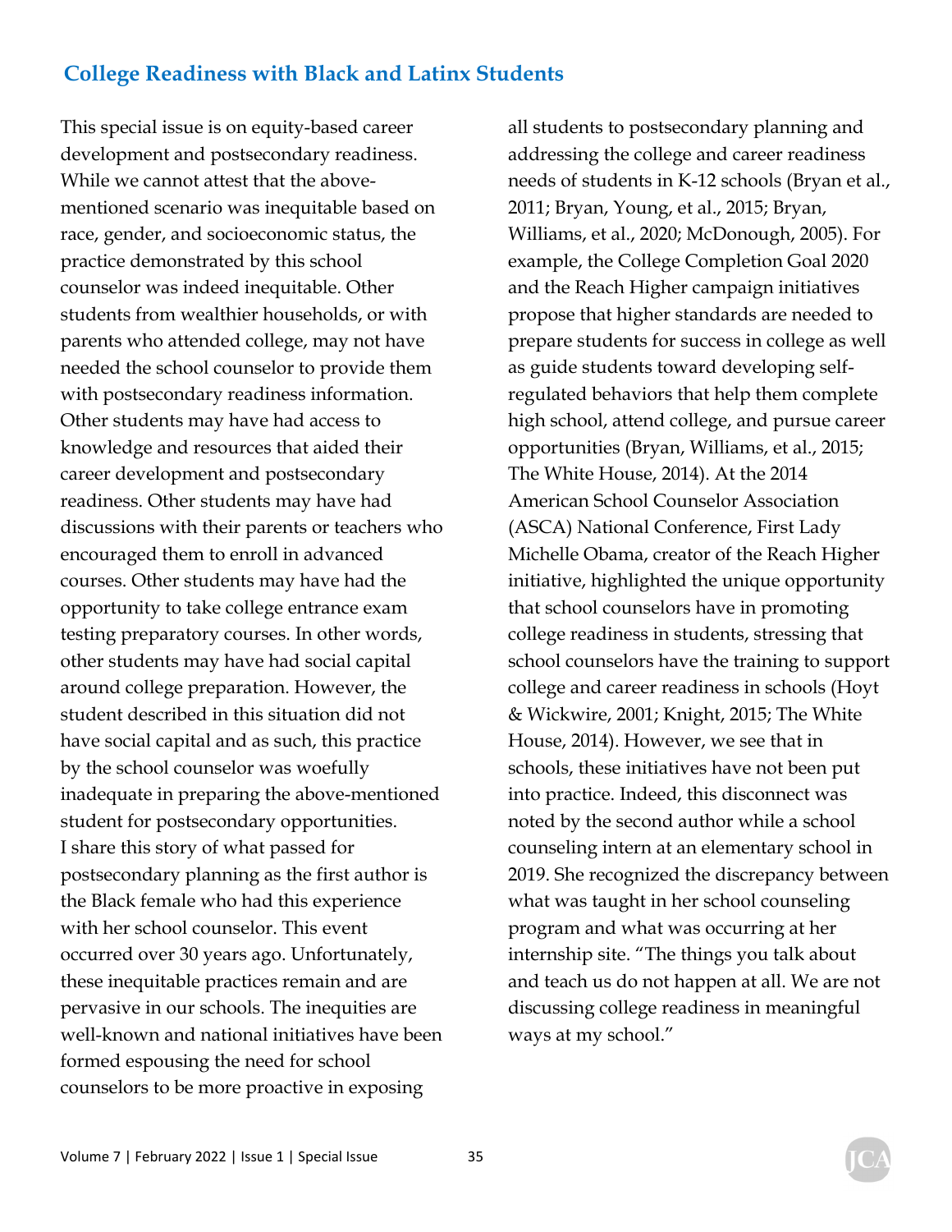## College Readiness with Black and Latinx Students

This special issue is on equity-based career development and postsecondary readiness. While we cannot attest that the above-mentioned scenario was inequitable based on race, gender, and socioeconomic status, the practice demonstrated by this school counselor was indeed inequitable. Other students from wealthier households, or with parents who attended college, may not have needed the school counselor to provide them with postsecondary readiness information. Other students may have had access to knowledge and resources that aided their career development and postsecondary readiness. Other students may have had discussions with their parents or teachers who encouraged them to enroll in advanced courses. Other students may have had the opportunity to take college entrance exam testing preparatory courses. In other words, other students may have had social capital around college preparation. However, the student described in this situation did not have social capital and as such, this practice by the school counselor was woefully inadequate in preparing the above-mentioned student for postsecondary opportunities. I share this story of what passed for postsecondary planning as the first author is the Black female who had this experience with her school counselor. This event occurred over 30 years ago. Unfortunately, these inequitable practices remain and are pervasive in our schools. The inequities are well-known and national initiatives have been formed espousing the need for school counselors to be more proactive in exposing all students to postsecondary planning and addressing the college and career readiness needs of students in K-12 schools (Bryan et al., 2011; Bryan, Young, et al., 2015; Bryan, Williams, et al., 2020; McDonough, 2005). For example, the College Completion Goal 2020 and the Reach Higher campaign initiatives propose that higher standards are needed to prepare students for success in college as well as guide students toward developing self-regulated behaviors that help them complete high school, attend college, and pursue career opportunities (Bryan, Williams, et al., 2015; The White House, 2014). At the 2014 American School Counselor Association (ASCA) National Conference, First Lady Michelle Obama, creator of the Reach Higher initiative, highlighted the unique opportunity that school counselors have in promoting college readiness in students, stressing that school counselors have the training to support college and career readiness in schools (Hoyt & Wickwire, 2001; Knight, 2015; The White House, 2014). However, we see that in schools, these initiatives have not been put into practice. Indeed, this disconnect was noted by the second author while a school counseling intern at an elementary school in 2019. She recognized the discrepancy between what was taught in her school counseling program and what was occurring at her internship site. "The things you talk about and teach us do not happen at all. We are not discussing college readiness in meaningful ways at my school."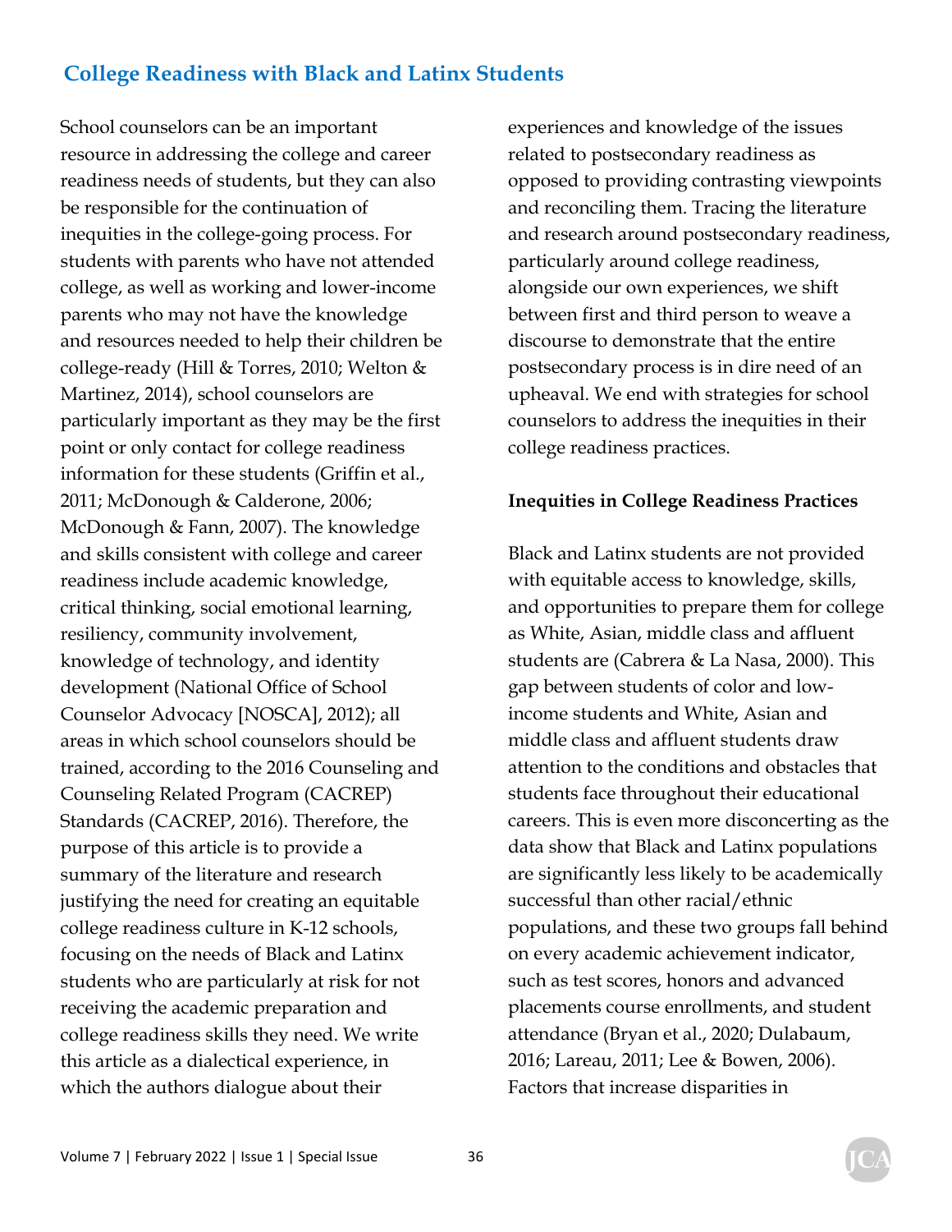## College Readiness with Black and Latinx Students

School counselors can be an important resource in addressing the college and career readiness needs of students, but they can also be responsible for the continuation of inequities in the college-going process. For students with parents who have not attended college, as well as working and lower-income parents who may not have the knowledge and resources needed to help their children be college-ready (Hill & Torres, 2010; Welton & Martinez, 2014), school counselors are particularly important as they may be the first point or only contact for college readiness information for these students (Griffin et al., 2011; McDonough & Calderone, 2006; McDonough & Fann, 2007). The knowledge and skills consistent with college and career readiness include academic knowledge, critical thinking, social emotional learning, resiliency, community involvement, knowledge of technology, and identity development (National Office of School Counselor Advocacy [NOSCA], 2012); all areas in which school counselors should be trained, according to the 2016 Counseling and Counseling Related Program (CACREP) Standards (CACREP, 2016). Therefore, the purpose of this article is to provide a summary of the literature and research justifying the need for creating an equitable college readiness culture in K-12 schools, focusing on the needs of Black and Latinx students who are particularly at risk for not receiving the academic preparation and college readiness skills they need. We write this article as a dialectical experience, in which the authors dialogue about their experiences and knowledge of the issues related to postsecondary readiness as opposed to providing contrasting viewpoints and reconciling them. Tracing the literature and research around postsecondary readiness, particularly around college readiness, alongside our own experiences, we shift between first and third person to weave a discourse to demonstrate that the entire postsecondary process is in dire need of an upheaval. We end with strategies for school counselors to address the inequities in their college readiness practices.

**Inequities in College Readiness Practices**

Black and Latinx students are not provided with equitable access to knowledge, skills, and opportunities to prepare them for college as White, Asian, middle class and affluent students are (Cabrera & La Nasa, 2000). This gap between students of color and low-income students and White, Asian and middle class and affluent students draw attention to the conditions and obstacles that students face throughout their educational careers. This is even more disconcerting as the data show that Black and Latinx populations are significantly less likely to be academically successful than other racial/ethnic populations, and these two groups fall behind on every academic achievement indicator, such as test scores, honors and advanced placements course enrollments, and student attendance (Bryan et al., 2020; Dulabaum, 2016; Lareau, 2011; Lee & Bowen, 2006). Factors that increase disparities in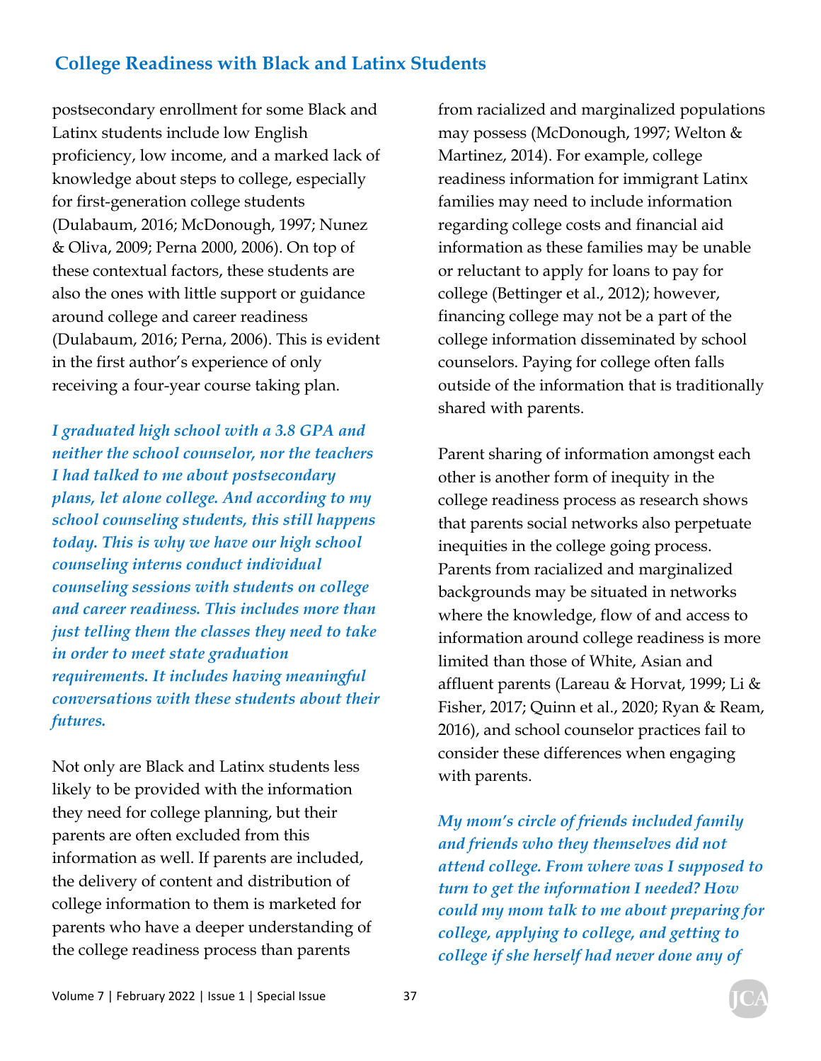postsecondary enrollment for some Black and Latinx students include low English proficiency, low income, and a marked lack of knowledge about steps to college, especially for first-generation college students (Dulabaum, 2016; McDonough, 1997; Nunez & Oliva, 2009; Perna 2000, 2006). On top of these contextual factors, these students are also the ones with little support or guidance around college and career readiness (Dulabaum, 2016; Perna, 2006). This is evident in the first author's experience of only receiving a four-year course taking plan.

***I graduated high school with a 3.8 GPA and neither the school counselor, nor the teachers I had talked to me about postsecondary plans, let alone college. And according to my school counseling students, this still happens today. This is why we have our high school counseling interns conduct individual counseling sessions with students on college and career readiness. This includes more than just telling them the classes they need to take in order to meet state graduation requirements. It includes having meaningful conversations with these students about their futures.***

Not only are Black and Latinx students less likely to be provided with the information they need for college planning, but their parents are often excluded from this information as well. If parents are included, the delivery of content and distribution of college information to them is marketed for parents who have a deeper understanding of the college readiness process than parents from racialized and marginalized populations may possess (McDonough, 1997; Welton & Martinez, 2014). For example, college readiness information for immigrant Latinx families may need to include information regarding college costs and financial aid information as these families may be unable or reluctant to apply for loans to pay for college (Bettinger et al., 2012); however, financing college may not be a part of the college information disseminated by school counselors. Paying for college often falls outside of the information that is traditionally shared with parents.

Parent sharing of information amongst each other is another form of inequity in the college readiness process as research shows that parents social networks also perpetuate inequities in the college going process. Parents from racialized and marginalized backgrounds may be situated in networks where the knowledge, flow of and access to information around college readiness is more limited than those of White, Asian and affluent parents (Lareau & Horvat, 1999; Li & Fisher, 2017; Quinn et al., 2020; Ryan & Ream, 2016), and school counselor practices fail to consider these differences when engaging with parents.

***My mom's circle of friends included family and friends who they themselves did not attend college. From where was I supposed to turn to get the information I needed? How could my mom talk to me about preparing for college, applying to college, and getting to college if she herself had never done any of***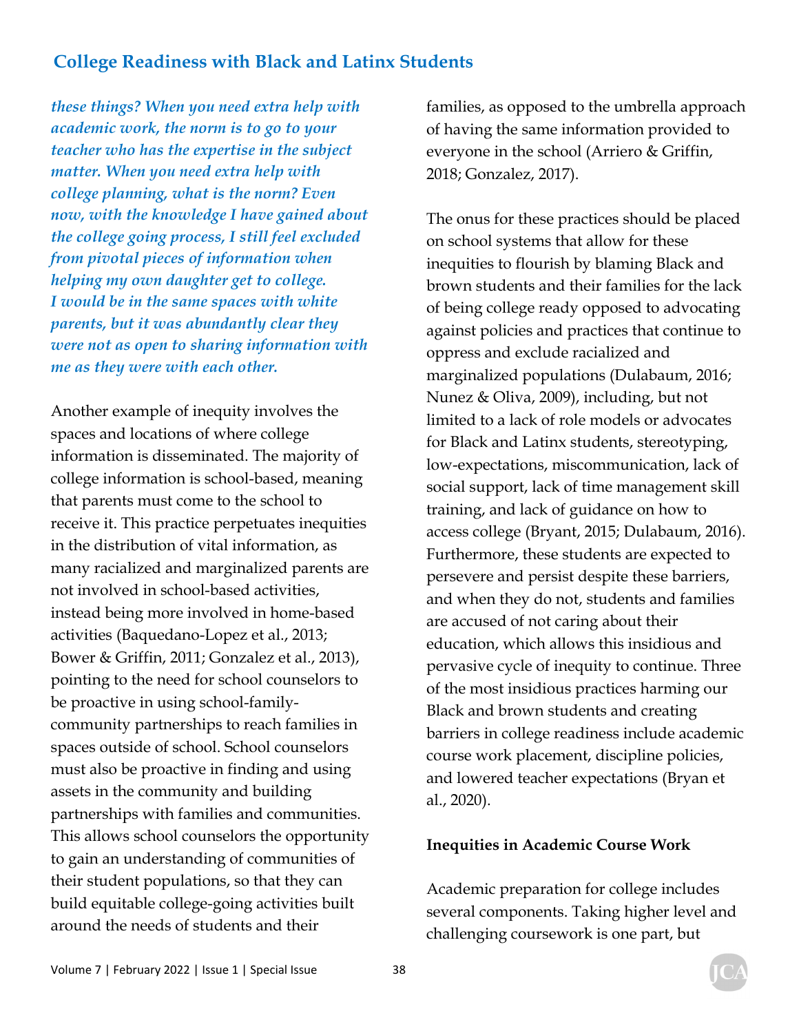*these things? When you need extra help with academic work, the norm is to go to your teacher who has the expertise in the subject matter. When you need extra help with college planning, what is the norm? Even now, with the knowledge I have gained about the college going process, I still feel excluded from pivotal pieces of information when helping my own daughter get to college. I would be in the same spaces with white parents, but it was abundantly clear they were not as open to sharing information with me as they were with each other.*

Another example of inequity involves the spaces and locations of where college information is disseminated. The majority of college information is school-based, meaning that parents must come to the school to receive it. This practice perpetuates inequities in the distribution of vital information, as many racialized and marginalized parents are not involved in school-based activities, instead being more involved in home-based activities (Baquedano-Lopez et al., 2013; Bower & Griffin, 2011; Gonzalez et al., 2013), pointing to the need for school counselors to be proactive in using school-family-community partnerships to reach families in spaces outside of school. School counselors must also be proactive in finding and using assets in the community and building partnerships with families and communities. This allows school counselors the opportunity to gain an understanding of communities of their student populations, so that they can build equitable college-going activities built around the needs of students and their families, as opposed to the umbrella approach of having the same information provided to everyone in the school (Arriero & Griffin, 2018; Gonzalez, 2017).

The onus for these practices should be placed on school systems that allow for these inequities to flourish by blaming Black and brown students and their families for the lack of being college ready opposed to advocating against policies and practices that continue to oppress and exclude racialized and marginalized populations (Dulabaum, 2016; Nunez & Oliva, 2009), including, but not limited to a lack of role models or advocates for Black and Latinx students, stereotyping, low-expectations, miscommunication, lack of social support, lack of time management skill training, and lack of guidance on how to access college (Bryant, 2015; Dulabaum, 2016). Furthermore, these students are expected to persevere and persist despite these barriers, and when they do not, students and families are accused of not caring about their education, which allows this insidious and pervasive cycle of inequity to continue. Three of the most insidious practices harming our Black and brown students and creating barriers in college readiness include academic course work placement, discipline policies, and lowered teacher expectations (Bryan et al., 2020).

**Inequities in Academic Course Work**

Academic preparation for college includes several components. Taking higher level and challenging coursework is one part, but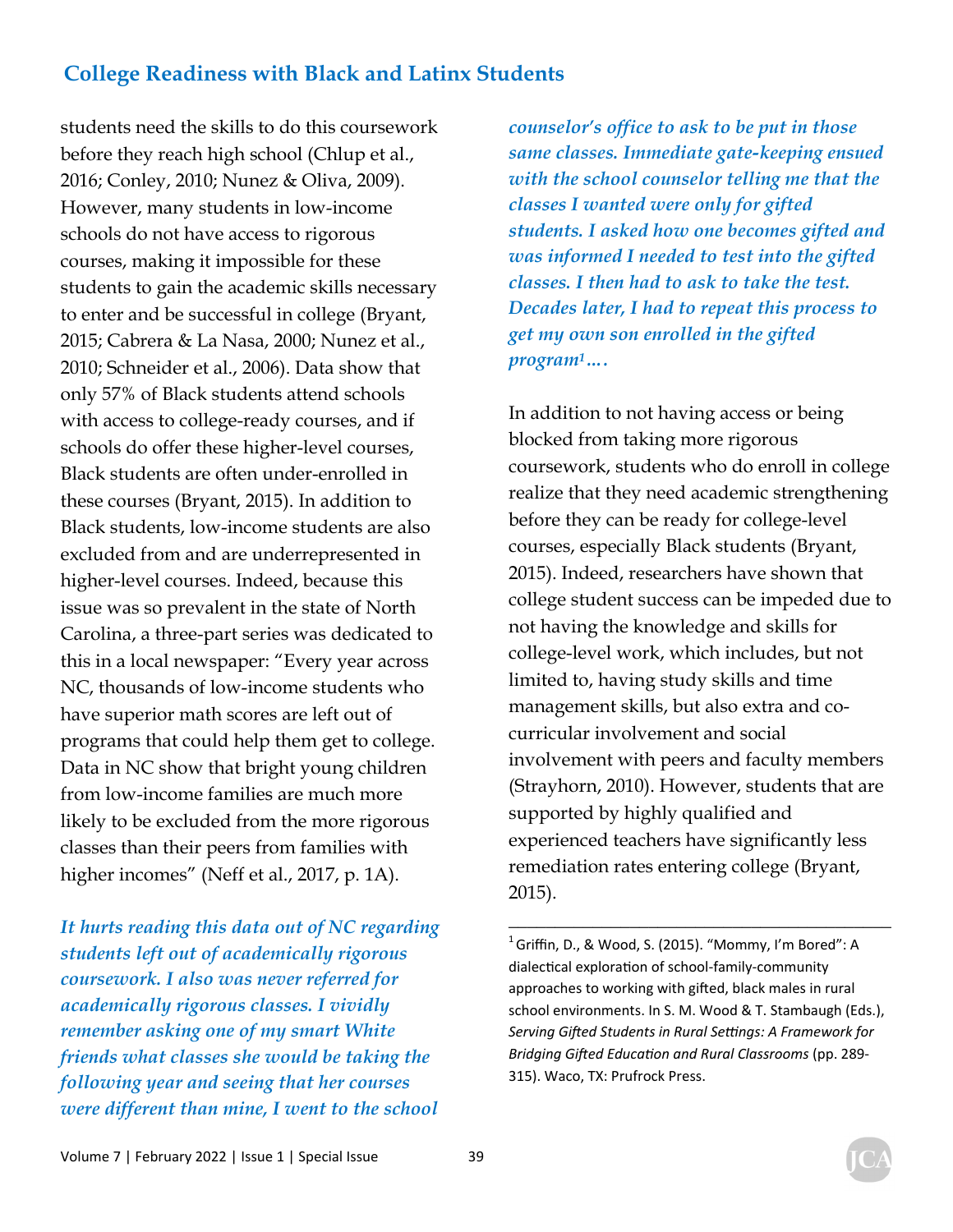students need the skills to do this coursework before they reach high school (Chlup et al., 2016; Conley, 2010; Nunez & Oliva, 2009). However, many students in low-income schools do not have access to rigorous courses, making it impossible for these students to gain the academic skills necessary to enter and be successful in college (Bryant, 2015; Cabrera & La Nasa, 2000; Nunez et al., 2010; Schneider et al., 2006). Data show that only 57% of Black students attend schools with access to college-ready courses, and if schools do offer these higher-level courses, Black students are often under-enrolled in these courses (Bryant, 2015). In addition to Black students, low-income students are also excluded from and are underrepresented in higher-level courses. Indeed, because this issue was so prevalent in the state of North Carolina, a three-part series was dedicated to this in a local newspaper: "Every year across NC, thousands of low-income students who have superior math scores are left out of programs that could help them get to college. Data in NC show that bright young children from low-income families are much more likely to be excluded from the more rigorous classes than their peers from families with higher incomes" (Neff et al., 2017, p. 1A).

***It hurts reading this data out of NC regarding students left out of academically rigorous coursework. I also was never referred for academically rigorous classes. I vividly remember asking one of my smart White friends what classes she would be taking the following year and seeing that her courses were different than mine, I went to the school counselor's office to ask to be put in those same classes. Immediate gate-keeping ensued with the school counselor telling me that the classes I wanted were only for gifted students. I asked how one becomes gifted and was informed I needed to test into the gifted classes. I then had to ask to take the test. Decades later, I had to repeat this process to get my own son enrolled in the gifted program[1]….***

In addition to not having access or being blocked from taking more rigorous coursework, students who do enroll in college realize that they need academic strengthening before they can be ready for college-level courses, especially Black students (Bryant, 2015). Indeed, researchers have shown that college student success can be impeded due to not having the knowledge and skills for college-level work, which includes, but not limited to, having study skills and time management skills, but also extra and co-curricular involvement and social involvement with peers and faculty members (Strayhorn, 2010). However, students that are supported by highly qualified and experienced teachers have significantly less remediation rates entering college (Bryant, 2015).

---

[1] Griffin, D., & Wood, S. (2015). "Mommy, I'm Bored": A dialectical exploration of school-family-community approaches to working with gifted, black males in rural school environments. In S. M. Wood & T. Stambaugh (Eds.), *Serving Gifted Students in Rural Settings: A Framework for Bridging Gifted Education and Rural Classrooms* (pp. 289-315). Waco, TX: Prufrock Press.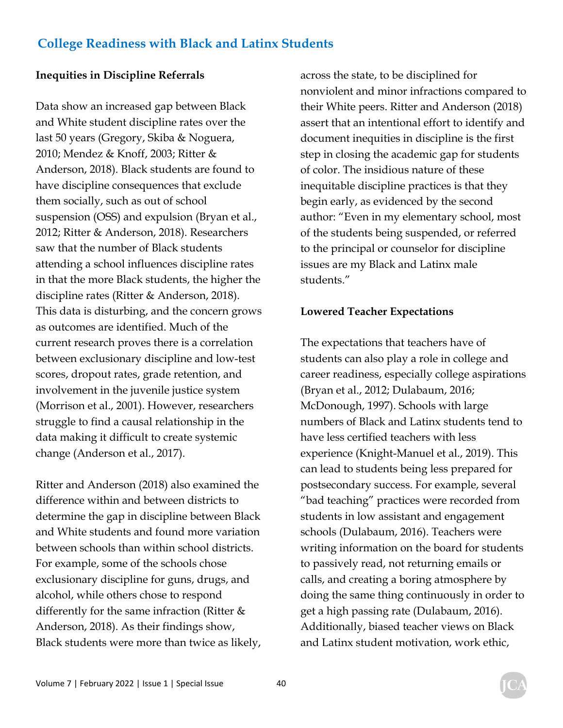### Inequities in Discipline Referrals

Data show an increased gap between Black and White student discipline rates over the last 50 years (Gregory, Skiba & Noguera, 2010; Mendez & Knoff, 2003; Ritter & Anderson, 2018). Black students are found to have discipline consequences that exclude them socially, such as out of school suspension (OSS) and expulsion (Bryan et al., 2012; Ritter & Anderson, 2018). Researchers saw that the number of Black students attending a school influences discipline rates in that the more Black students, the higher the discipline rates (Ritter & Anderson, 2018). This data is disturbing, and the concern grows as outcomes are identified. Much of the current research proves there is a correlation between exclusionary discipline and low-test scores, dropout rates, grade retention, and involvement in the juvenile justice system (Morrison et al., 2001). However, researchers struggle to find a causal relationship in the data making it difficult to create systemic change (Anderson et al., 2017).

Ritter and Anderson (2018) also examined the difference within and between districts to determine the gap in discipline between Black and White students and found more variation between schools than within school districts. For example, some of the schools chose exclusionary discipline for guns, drugs, and alcohol, while others chose to respond differently for the same infraction (Ritter & Anderson, 2018). As their findings show, Black students were more than twice as likely, across the state, to be disciplined for nonviolent and minor infractions compared to their White peers. Ritter and Anderson (2018) assert that an intentional effort to identify and document inequities in discipline is the first step in closing the academic gap for students of color. The insidious nature of these inequitable discipline practices is that they begin early, as evidenced by the second author: "Even in my elementary school, most of the students being suspended, or referred to the principal or counselor for discipline issues are my Black and Latinx male students."

### Lowered Teacher Expectations

The expectations that teachers have of students can also play a role in college and career readiness, especially college aspirations (Bryan et al., 2012; Dulabaum, 2016; McDonough, 1997). Schools with large numbers of Black and Latinx students tend to have less certified teachers with less experience (Knight-Manuel et al., 2019). This can lead to students being less prepared for postsecondary success. For example, several "bad teaching" practices were recorded from students in low assistant and engagement schools (Dulabaum, 2016). Teachers were writing information on the board for students to passively read, not returning emails or calls, and creating a boring atmosphere by doing the same thing continuously in order to get a high passing rate (Dulabaum, 2016). Additionally, biased teacher views on Black and Latinx student motivation, work ethic,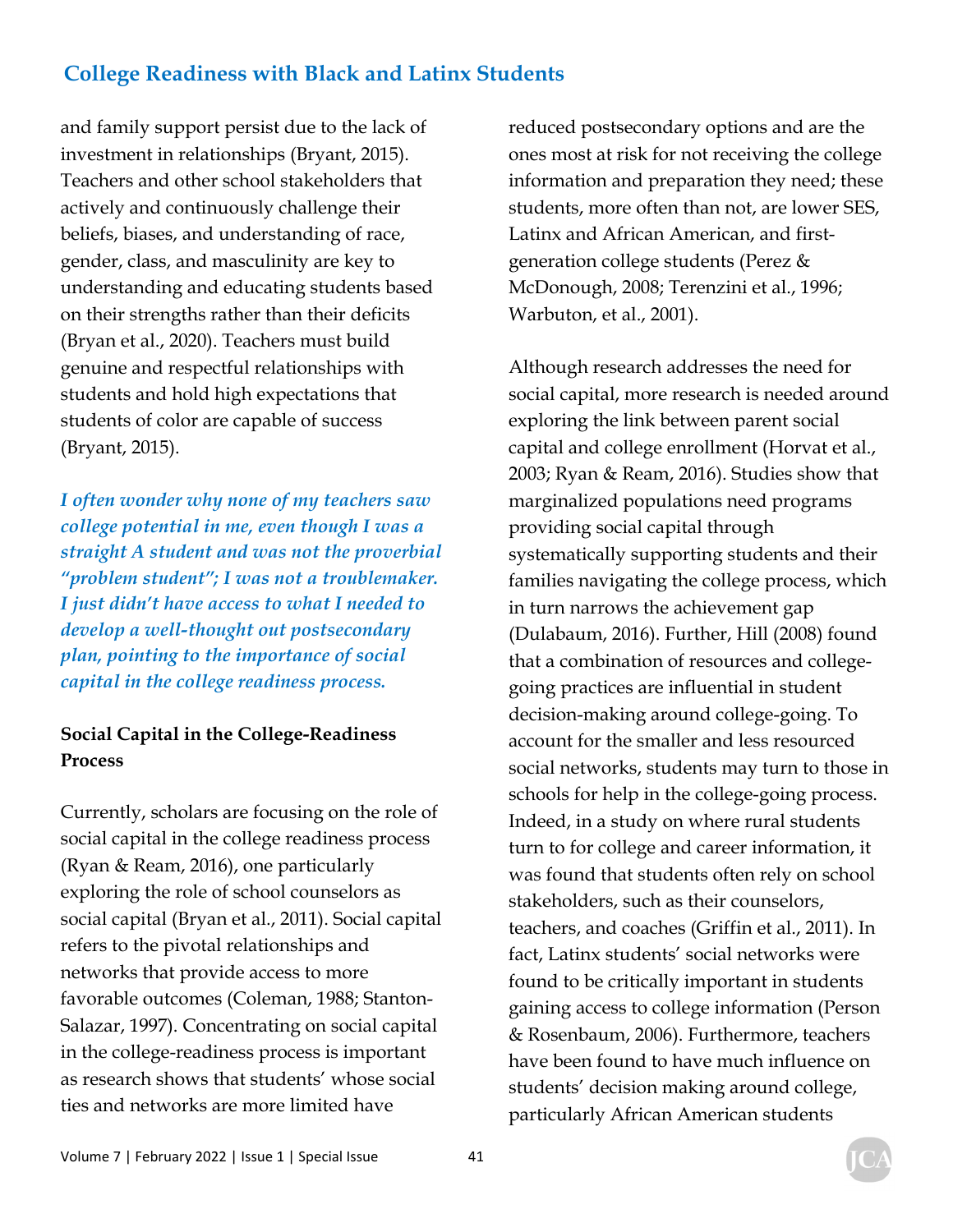and family support persist due to the lack of investment in relationships (Bryant, 2015). Teachers and other school stakeholders that actively and continuously challenge their beliefs, biases, and understanding of race, gender, class, and masculinity are key to understanding and educating students based on their strengths rather than their deficits (Bryan et al., 2020). Teachers must build genuine and respectful relationships with students and hold high expectations that students of color are capable of success (Bryant, 2015).

***I often wonder why none of my teachers saw college potential in me, even though I was a straight A student and was not the proverbial "problem student"; I was not a troublemaker. I just didn't have access to what I needed to develop a well-thought out postsecondary plan, pointing to the importance of social capital in the college readiness process.***

**Social Capital in the College-Readiness Process**

Currently, scholars are focusing on the role of social capital in the college readiness process (Ryan & Ream, 2016), one particularly exploring the role of school counselors as social capital (Bryan et al., 2011). Social capital refers to the pivotal relationships and networks that provide access to more favorable outcomes (Coleman, 1988; Stanton-Salazar, 1997). Concentrating on social capital in the college-readiness process is important as research shows that students' whose social ties and networks are more limited have reduced postsecondary options and are the ones most at risk for not receiving the college information and preparation they need; these students, more often than not, are lower SES, Latinx and African American, and first-generation college students (Perez & McDonough, 2008; Terenzini et al., 1996; Warbuton, et al., 2001).

Although research addresses the need for social capital, more research is needed around exploring the link between parent social capital and college enrollment (Horvat et al., 2003; Ryan & Ream, 2016). Studies show that marginalized populations need programs providing social capital through systematically supporting students and their families navigating the college process, which in turn narrows the achievement gap (Dulabaum, 2016). Further, Hill (2008) found that a combination of resources and college-going practices are influential in student decision-making around college-going. To account for the smaller and less resourced social networks, students may turn to those in schools for help in the college-going process. Indeed, in a study on where rural students turn to for college and career information, it was found that students often rely on school stakeholders, such as their counselors, teachers, and coaches (Griffin et al., 2011). In fact, Latinx students' social networks were found to be critically important in students gaining access to college information (Person & Rosenbaum, 2006). Furthermore, teachers have been found to have much influence on students' decision making around college, particularly African American students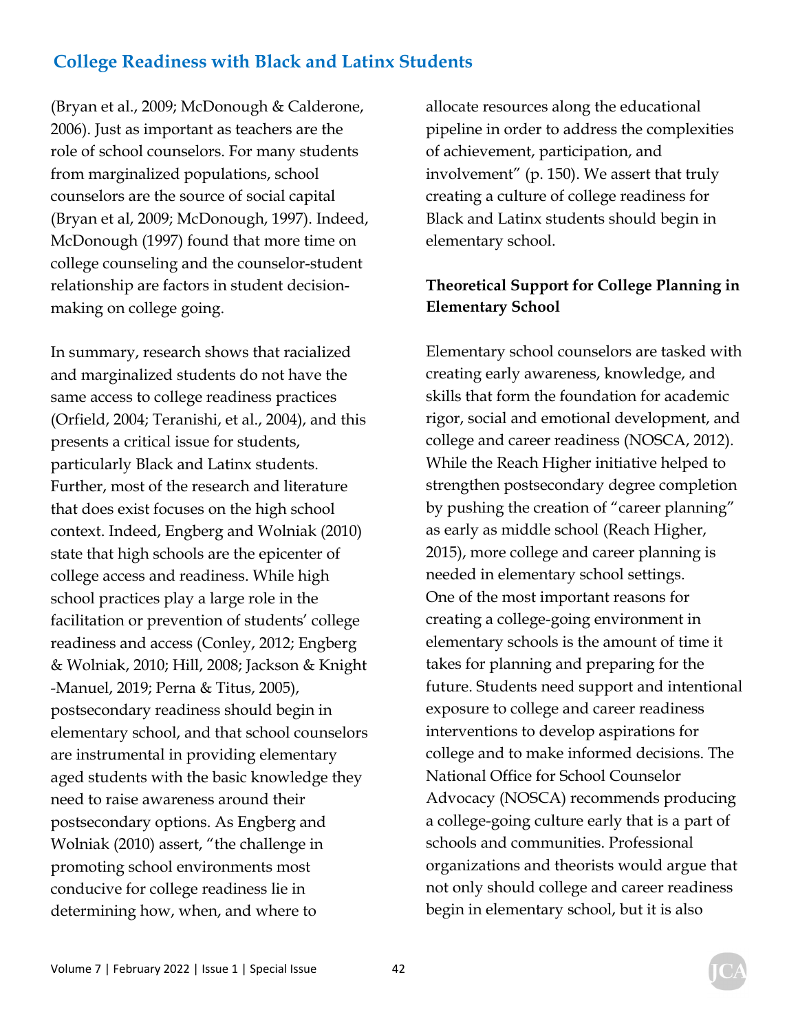(Bryan et al., 2009; McDonough & Calderone, 2006). Just as important as teachers are the role of school counselors. For many students from marginalized populations, school counselors are the source of social capital (Bryan et al, 2009; McDonough, 1997). Indeed, McDonough (1997) found that more time on college counseling and the counselor-student relationship are factors in student decision-making on college going.

In summary, research shows that racialized and marginalized students do not have the same access to college readiness practices (Orfield, 2004; Teranishi, et al., 2004), and this presents a critical issue for students, particularly Black and Latinx students. Further, most of the research and literature that does exist focuses on the high school context. Indeed, Engberg and Wolniak (2010) state that high schools are the epicenter of college access and readiness. While high school practices play a large role in the facilitation or prevention of students' college readiness and access (Conley, 2012; Engberg & Wolniak, 2010; Hill, 2008; Jackson & Knight -Manuel, 2019; Perna & Titus, 2005), postsecondary readiness should begin in elementary school, and that school counselors are instrumental in providing elementary aged students with the basic knowledge they need to raise awareness around their postsecondary options. As Engberg and Wolniak (2010) assert, "the challenge in promoting school environments most conducive for college readiness lie in determining how, when, and where to allocate resources along the educational pipeline in order to address the complexities of achievement, participation, and involvement" (p. 150). We assert that truly creating a culture of college readiness for Black and Latinx students should begin in elementary school.

**Theoretical Support for College Planning in Elementary School**

Elementary school counselors are tasked with creating early awareness, knowledge, and skills that form the foundation for academic rigor, social and emotional development, and college and career readiness (NOSCA, 2012). While the Reach Higher initiative helped to strengthen postsecondary degree completion by pushing the creation of "career planning" as early as middle school (Reach Higher, 2015), more college and career planning is needed in elementary school settings. One of the most important reasons for creating a college-going environment in elementary schools is the amount of time it takes for planning and preparing for the future. Students need support and intentional exposure to college and career readiness interventions to develop aspirations for college and to make informed decisions. The National Office for School Counselor Advocacy (NOSCA) recommends producing a college-going culture early that is a part of schools and communities. Professional organizations and theorists would argue that not only should college and career readiness begin in elementary school, but it is also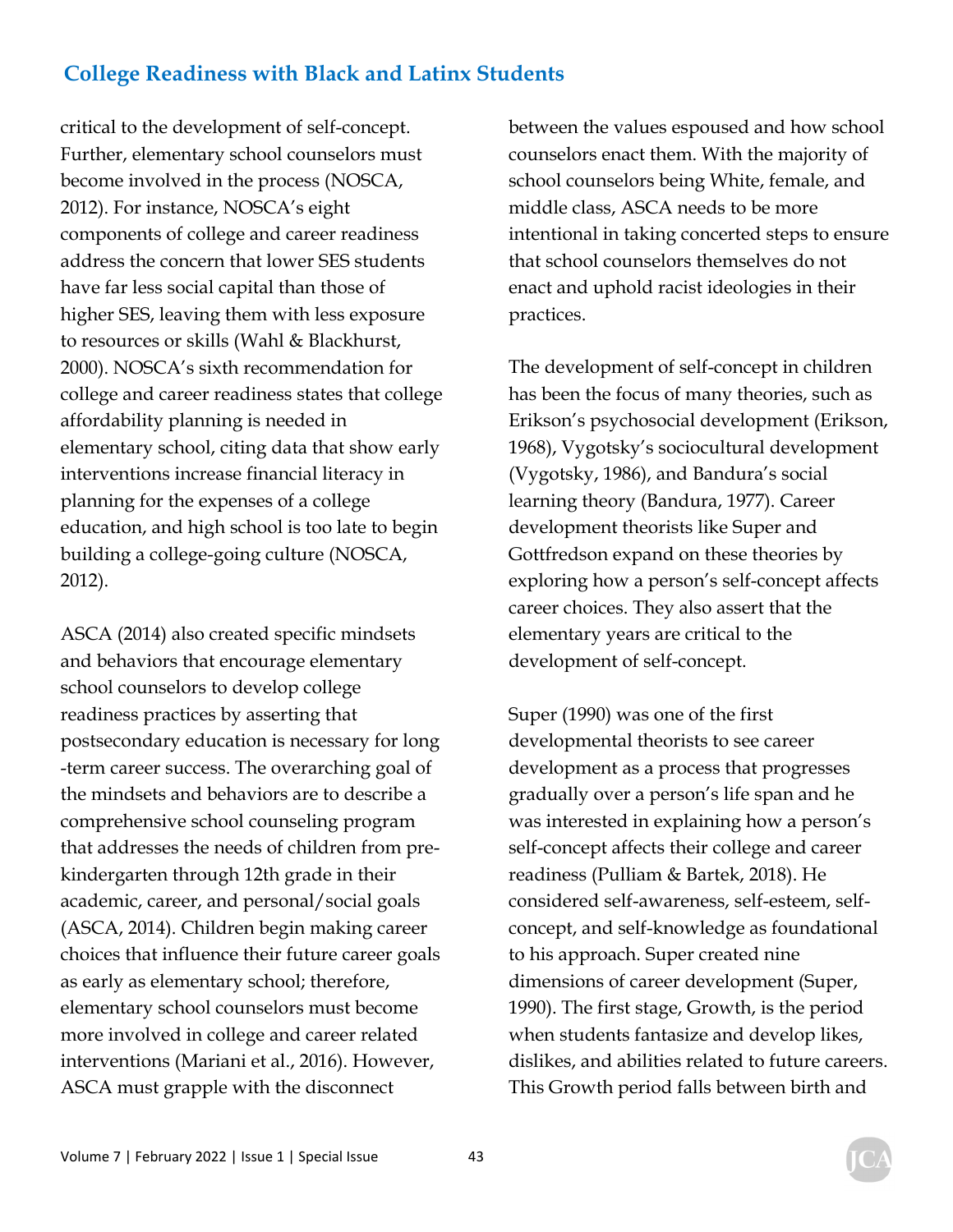critical to the development of self-concept. Further, elementary school counselors must become involved in the process (NOSCA, 2012). For instance, NOSCA's eight components of college and career readiness address the concern that lower SES students have far less social capital than those of higher SES, leaving them with less exposure to resources or skills (Wahl & Blackhurst, 2000). NOSCA's sixth recommendation for college and career readiness states that college affordability planning is needed in elementary school, citing data that show early interventions increase financial literacy in planning for the expenses of a college education, and high school is too late to begin building a college-going culture (NOSCA, 2012).

ASCA (2014) also created specific mindsets and behaviors that encourage elementary school counselors to develop college readiness practices by asserting that postsecondary education is necessary for long-term career success. The overarching goal of the mindsets and behaviors are to describe a comprehensive school counseling program that addresses the needs of children from pre-kindergarten through 12th grade in their academic, career, and personal/social goals (ASCA, 2014). Children begin making career choices that influence their future career goals as early as elementary school; therefore, elementary school counselors must become more involved in college and career related interventions (Mariani et al., 2016). However, ASCA must grapple with the disconnect between the values espoused and how school counselors enact them. With the majority of school counselors being White, female, and middle class, ASCA needs to be more intentional in taking concerted steps to ensure that school counselors themselves do not enact and uphold racist ideologies in their practices.

The development of self-concept in children has been the focus of many theories, such as Erikson's psychosocial development (Erikson, 1968), Vygotsky's sociocultural development (Vygotsky, 1986), and Bandura's social learning theory (Bandura, 1977). Career development theorists like Super and Gottfredson expand on these theories by exploring how a person's self-concept affects career choices. They also assert that the elementary years are critical to the development of self-concept.

Super (1990) was one of the first developmental theorists to see career development as a process that progresses gradually over a person's life span and he was interested in explaining how a person's self-concept affects their college and career readiness (Pulliam & Bartek, 2018). He considered self-awareness, self-esteem, self-concept, and self-knowledge as foundational to his approach. Super created nine dimensions of career development (Super, 1990). The first stage, Growth, is the period when students fantasize and develop likes, dislikes, and abilities related to future careers. This Growth period falls between birth and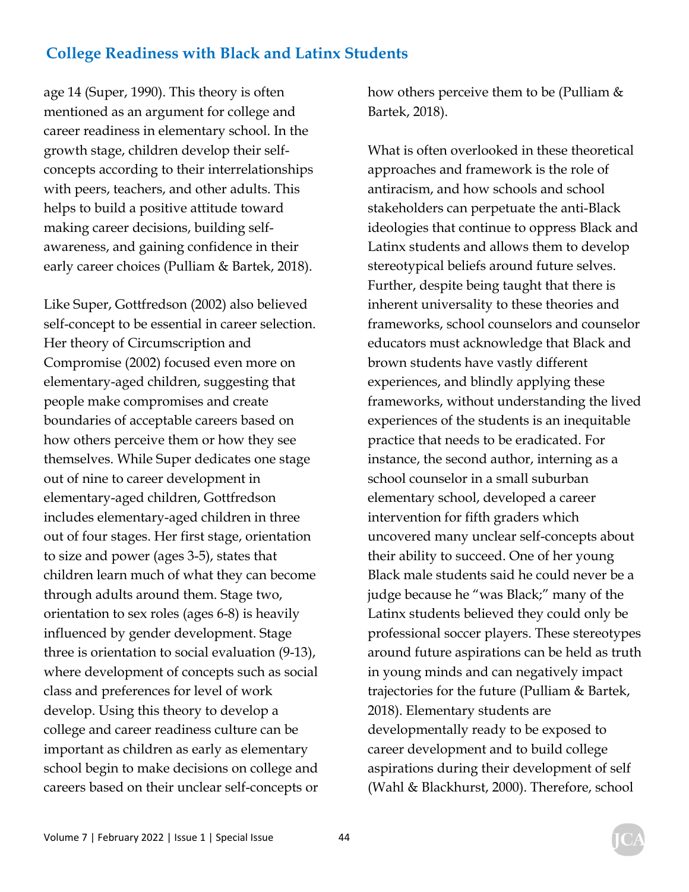age 14 (Super, 1990). This theory is often mentioned as an argument for college and career readiness in elementary school. In the growth stage, children develop their self-concepts according to their interrelationships with peers, teachers, and other adults. This helps to build a positive attitude toward making career decisions, building self-awareness, and gaining confidence in their early career choices (Pulliam & Bartek, 2018).

Like Super, Gottfredson (2002) also believed self-concept to be essential in career selection. Her theory of Circumscription and Compromise (2002) focused even more on elementary-aged children, suggesting that people make compromises and create boundaries of acceptable careers based on how others perceive them or how they see themselves. While Super dedicates one stage out of nine to career development in elementary-aged children, Gottfredson includes elementary-aged children in three out of four stages. Her first stage, orientation to size and power (ages 3-5), states that children learn much of what they can become through adults around them. Stage two, orientation to sex roles (ages 6-8) is heavily influenced by gender development. Stage three is orientation to social evaluation (9-13), where development of concepts such as social class and preferences for level of work develop. Using this theory to develop a college and career readiness culture can be important as children as early as elementary school begin to make decisions on college and careers based on their unclear self-concepts or how others perceive them to be (Pulliam & Bartek, 2018).

What is often overlooked in these theoretical approaches and framework is the role of antiracism, and how schools and school stakeholders can perpetuate the anti-Black ideologies that continue to oppress Black and Latinx students and allows them to develop stereotypical beliefs around future selves. Further, despite being taught that there is inherent universality to these theories and frameworks, school counselors and counselor educators must acknowledge that Black and brown students have vastly different experiences, and blindly applying these frameworks, without understanding the lived experiences of the students is an inequitable practice that needs to be eradicated. For instance, the second author, interning as a school counselor in a small suburban elementary school, developed a career intervention for fifth graders which uncovered many unclear self-concepts about their ability to succeed. One of her young Black male students said he could never be a judge because he "was Black;" many of the Latinx students believed they could only be professional soccer players. These stereotypes around future aspirations can be held as truth in young minds and can negatively impact trajectories for the future (Pulliam & Bartek, 2018). Elementary students are developmentally ready to be exposed to career development and to build college aspirations during their development of self (Wahl & Blackhurst, 2000). Therefore, school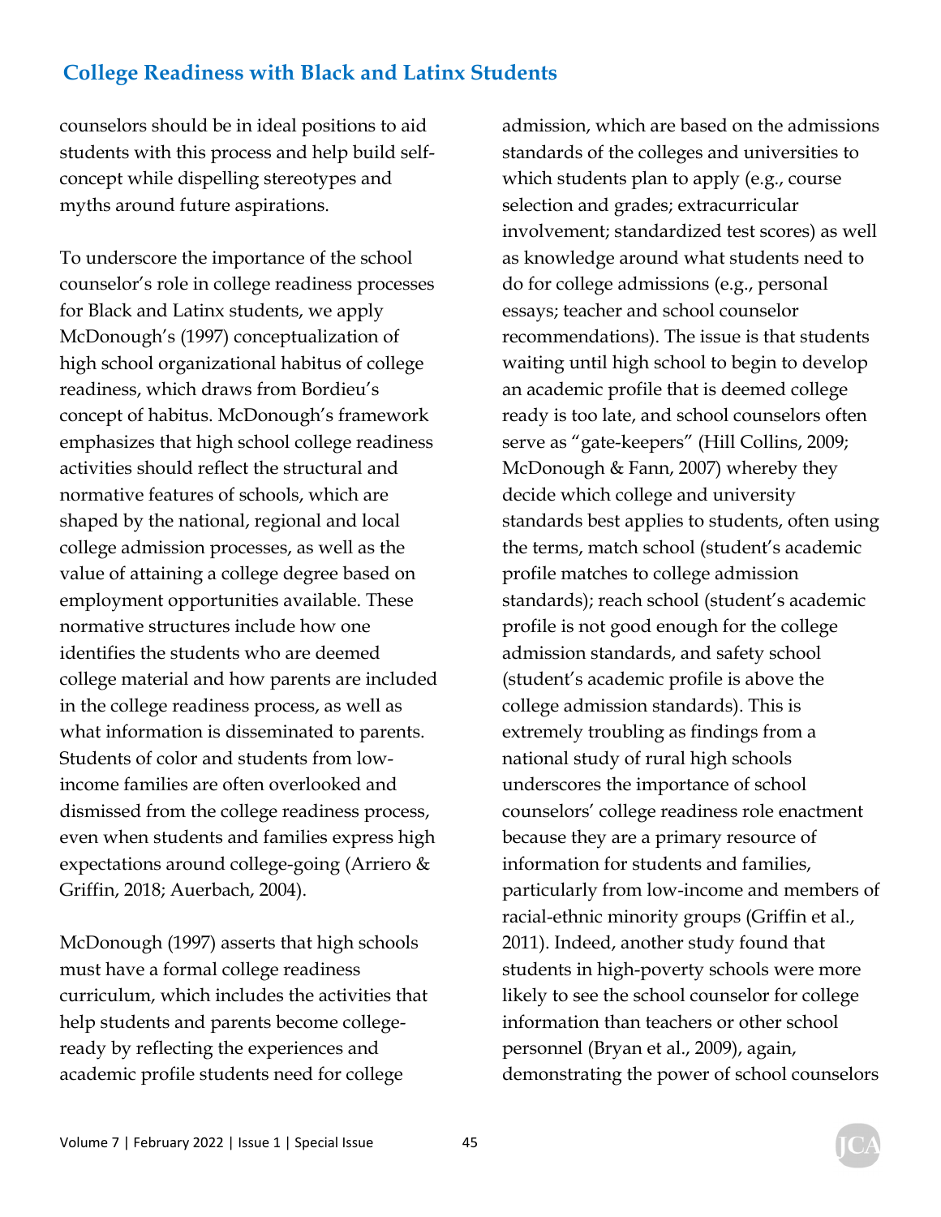counselors should be in ideal positions to aid students with this process and help build self-concept while dispelling stereotypes and myths around future aspirations.

To underscore the importance of the school counselor's role in college readiness processes for Black and Latinx students, we apply McDonough's (1997) conceptualization of high school organizational habitus of college readiness, which draws from Bordieu's concept of habitus. McDonough's framework emphasizes that high school college readiness activities should reflect the structural and normative features of schools, which are shaped by the national, regional and local college admission processes, as well as the value of attaining a college degree based on employment opportunities available. These normative structures include how one identifies the students who are deemed college material and how parents are included in the college readiness process, as well as what information is disseminated to parents. Students of color and students from low-income families are often overlooked and dismissed from the college readiness process, even when students and families express high expectations around college-going (Arriero & Griffin, 2018; Auerbach, 2004).

McDonough (1997) asserts that high schools must have a formal college readiness curriculum, which includes the activities that help students and parents become college-ready by reflecting the experiences and academic profile students need for college admission, which are based on the admissions standards of the colleges and universities to which students plan to apply (e.g., course selection and grades; extracurricular involvement; standardized test scores) as well as knowledge around what students need to do for college admissions (e.g., personal essays; teacher and school counselor recommendations). The issue is that students waiting until high school to begin to develop an academic profile that is deemed college ready is too late, and school counselors often serve as "gate-keepers" (Hill Collins, 2009; McDonough & Fann, 2007) whereby they decide which college and university standards best applies to students, often using the terms, match school (student's academic profile matches to college admission standards); reach school (student's academic profile is not good enough for the college admission standards, and safety school (student's academic profile is above the college admission standards). This is extremely troubling as findings from a national study of rural high schools underscores the importance of school counselors' college readiness role enactment because they are a primary resource of information for students and families, particularly from low-income and members of racial-ethnic minority groups (Griffin et al., 2011). Indeed, another study found that students in high-poverty schools were more likely to see the school counselor for college information than teachers or other school personnel (Bryan et al., 2009), again, demonstrating the power of school counselors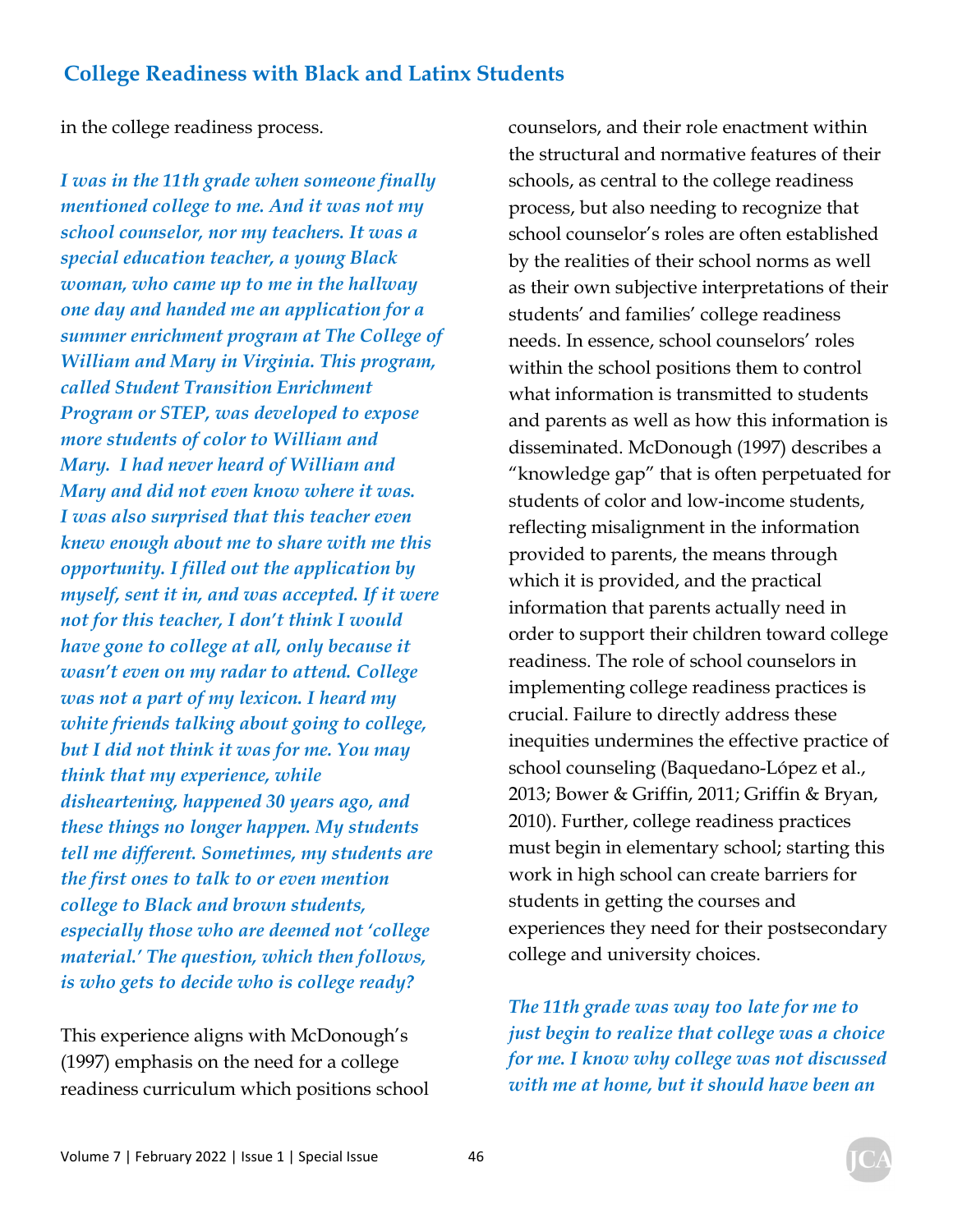in the college readiness process.

***I was in the 11th grade when someone finally mentioned college to me. And it was not my school counselor, nor my teachers. It was a special education teacher, a young Black woman, who came up to me in the hallway one day and handed me an application for a summer enrichment program at The College of William and Mary in Virginia. This program, called Student Transition Enrichment Program or STEP, was developed to expose more students of color to William and Mary. I had never heard of William and Mary and did not even know where it was. I was also surprised that this teacher even knew enough about me to share with me this opportunity. I filled out the application by myself, sent it in, and was accepted. If it were not for this teacher, I don't think I would have gone to college at all, only because it wasn't even on my radar to attend. College was not a part of my lexicon. I heard my white friends talking about going to college, but I did not think it was for me. You may think that my experience, while disheartening, happened 30 years ago, and these things no longer happen. My students tell me different. Sometimes, my students are the first ones to talk to or even mention college to Black and brown students, especially those who are deemed not 'college material.' The question, which then follows, is who gets to decide who is college ready?***

This experience aligns with McDonough's (1997) emphasis on the need for a college readiness curriculum which positions school counselors, and their role enactment within the structural and normative features of their schools, as central to the college readiness process, but also needing to recognize that school counselor's roles are often established by the realities of their school norms as well as their own subjective interpretations of their students' and families' college readiness needs. In essence, school counselors' roles within the school positions them to control what information is transmitted to students and parents as well as how this information is disseminated. McDonough (1997) describes a "knowledge gap" that is often perpetuated for students of color and low-income students, reflecting misalignment in the information provided to parents, the means through which it is provided, and the practical information that parents actually need in order to support their children toward college readiness. The role of school counselors in implementing college readiness practices is crucial. Failure to directly address these inequities undermines the effective practice of school counseling (Baquedano-López et al., 2013; Bower & Griffin, 2011; Griffin & Bryan, 2010). Further, college readiness practices must begin in elementary school; starting this work in high school can create barriers for students in getting the courses and experiences they need for their postsecondary college and university choices.

***The 11th grade was way too late for me to just begin to realize that college was a choice for me. I know why college was not discussed with me at home, but it should have been an***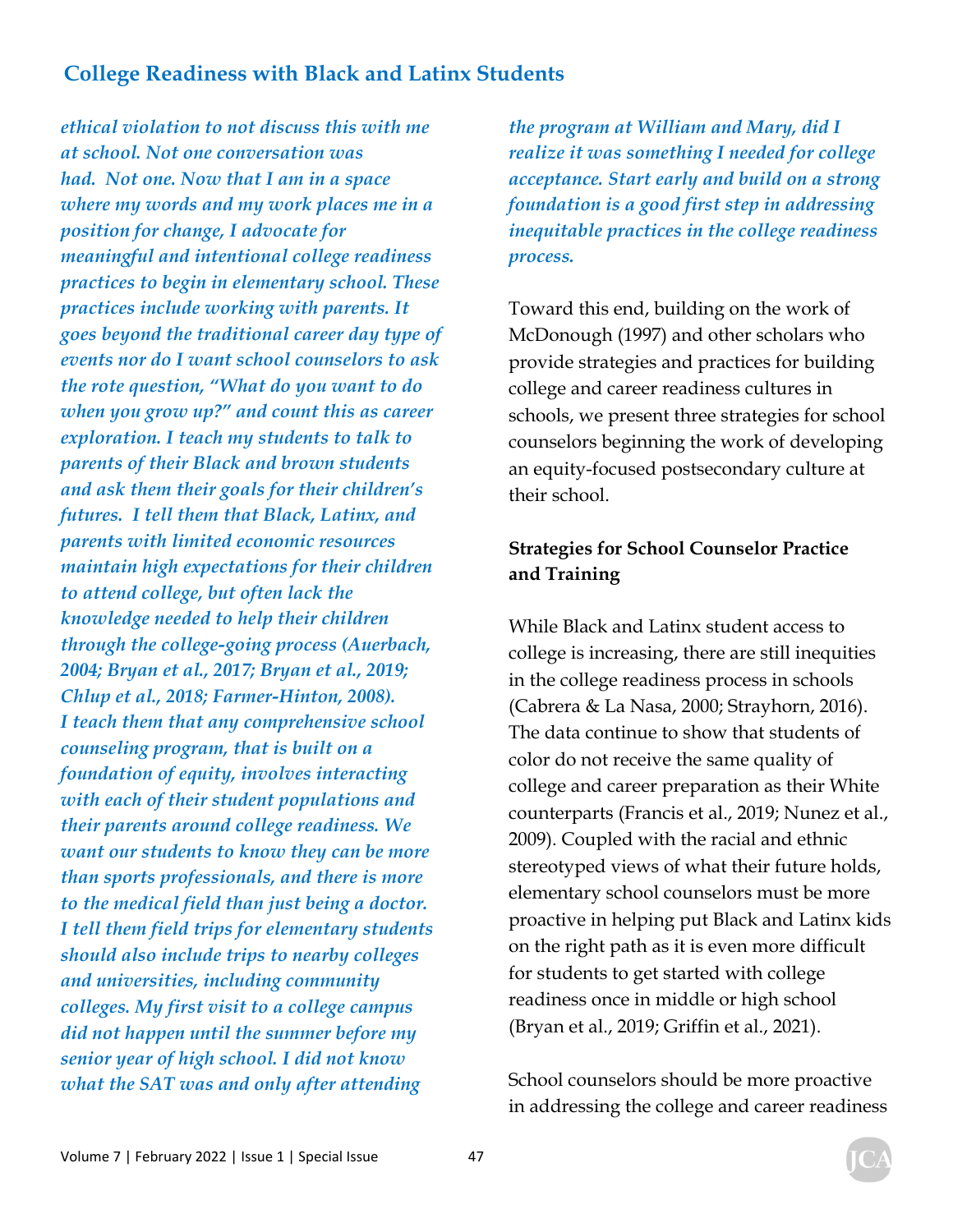*ethical violation to not discuss this with me at school. Not one conversation was had. Not one. Now that I am in a space where my words and my work places me in a position for change, I advocate for meaningful and intentional college readiness practices to begin in elementary school. These practices include working with parents. It goes beyond the traditional career day type of events nor do I want school counselors to ask the rote question, "What do you want to do when you grow up?" and count this as career exploration. I teach my students to talk to parents of their Black and brown students and ask them their goals for their children's futures. I tell them that Black, Latinx, and parents with limited economic resources maintain high expectations for their children to attend college, but often lack the knowledge needed to help their children through the college-going process (Auerbach, 2004; Bryan et al., 2017; Bryan et al., 2019; Chlup et al., 2018; Farmer-Hinton, 2008). I teach them that any comprehensive school counseling program, that is built on a foundation of equity, involves interacting with each of their student populations and their parents around college readiness. We want our students to know they can be more than sports professionals, and there is more to the medical field than just being a doctor. I tell them field trips for elementary students should also include trips to nearby colleges and universities, including community colleges. My first visit to a college campus did not happen until the summer before my senior year of high school. I did not know what the SAT was and only after attending the program at William and Mary, did I realize it was something I needed for college acceptance. Start early and build on a strong foundation is a good first step in addressing inequitable practices in the college readiness process.*

Toward this end, building on the work of McDonough (1997) and other scholars who provide strategies and practices for building college and career readiness cultures in schools, we present three strategies for school counselors beginning the work of developing an equity-focused postsecondary culture at their school.

**Strategies for School Counselor Practice and Training**

While Black and Latinx student access to college is increasing, there are still inequities in the college readiness process in schools (Cabrera & La Nasa, 2000; Strayhorn, 2016). The data continue to show that students of color do not receive the same quality of college and career preparation as their White counterparts (Francis et al., 2019; Nunez et al., 2009). Coupled with the racial and ethnic stereotyped views of what their future holds, elementary school counselors must be more proactive in helping put Black and Latinx kids on the right path as it is even more difficult for students to get started with college readiness once in middle or high school (Bryan et al., 2019; Griffin et al., 2021).

School counselors should be more proactive in addressing the college and career readiness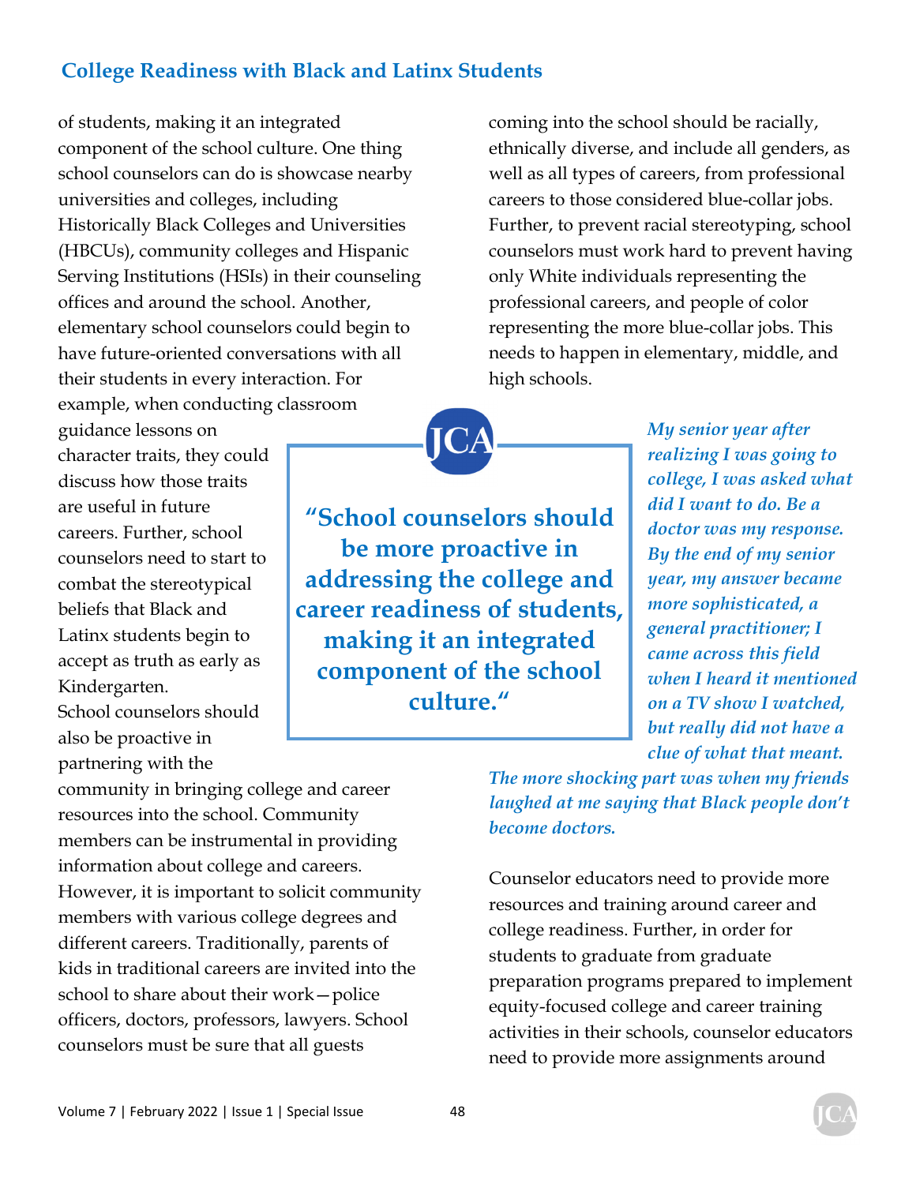of students, making it an integrated component of the school culture. One thing school counselors can do is showcase nearby universities and colleges, including Historically Black Colleges and Universities (HBCUs), community colleges and Hispanic Serving Institutions (HSIs) in their counseling offices and around the school. Another, elementary school counselors could begin to have future-oriented conversations with all their students in every interaction. For example, when conducting classroom guidance lessons on character traits, they could discuss how those traits are useful in future careers. Further, school counselors need to start to combat the stereotypical beliefs that Black and Latinx students begin to accept as truth as early as Kindergarten.

> **"School counselors should be more proactive in addressing the college and career readiness of students, making it an integrated component of the school culture."**

School counselors should also be proactive in partnering with the community in bringing college and career resources into the school. Community members can be instrumental in providing information about college and careers. However, it is important to solicit community members with various college degrees and different careers. Traditionally, parents of kids in traditional careers are invited into the school to share about their work—police officers, doctors, professors, lawyers. School counselors must be sure that all guests coming into the school should be racially, ethnically diverse, and include all genders, as well as all types of careers, from professional careers to those considered blue-collar jobs. Further, to prevent racial stereotyping, school counselors must work hard to prevent having only White individuals representing the professional careers, and people of color representing the more blue-collar jobs. This needs to happen in elementary, middle, and high schools.

*My senior year after realizing I was going to college, I was asked what did I want to do. Be a doctor was my response. By the end of my senior year, my answer became more sophisticated, a general practitioner; I came across this field when I heard it mentioned on a TV show I watched, but really did not have a clue of what that meant. The more shocking part was when my friends laughed at me saying that Black people don't become doctors.*

Counselor educators need to provide more resources and training around career and college readiness. Further, in order for students to graduate from graduate preparation programs prepared to implement equity-focused college and career training activities in their schools, counselor educators need to provide more assignments around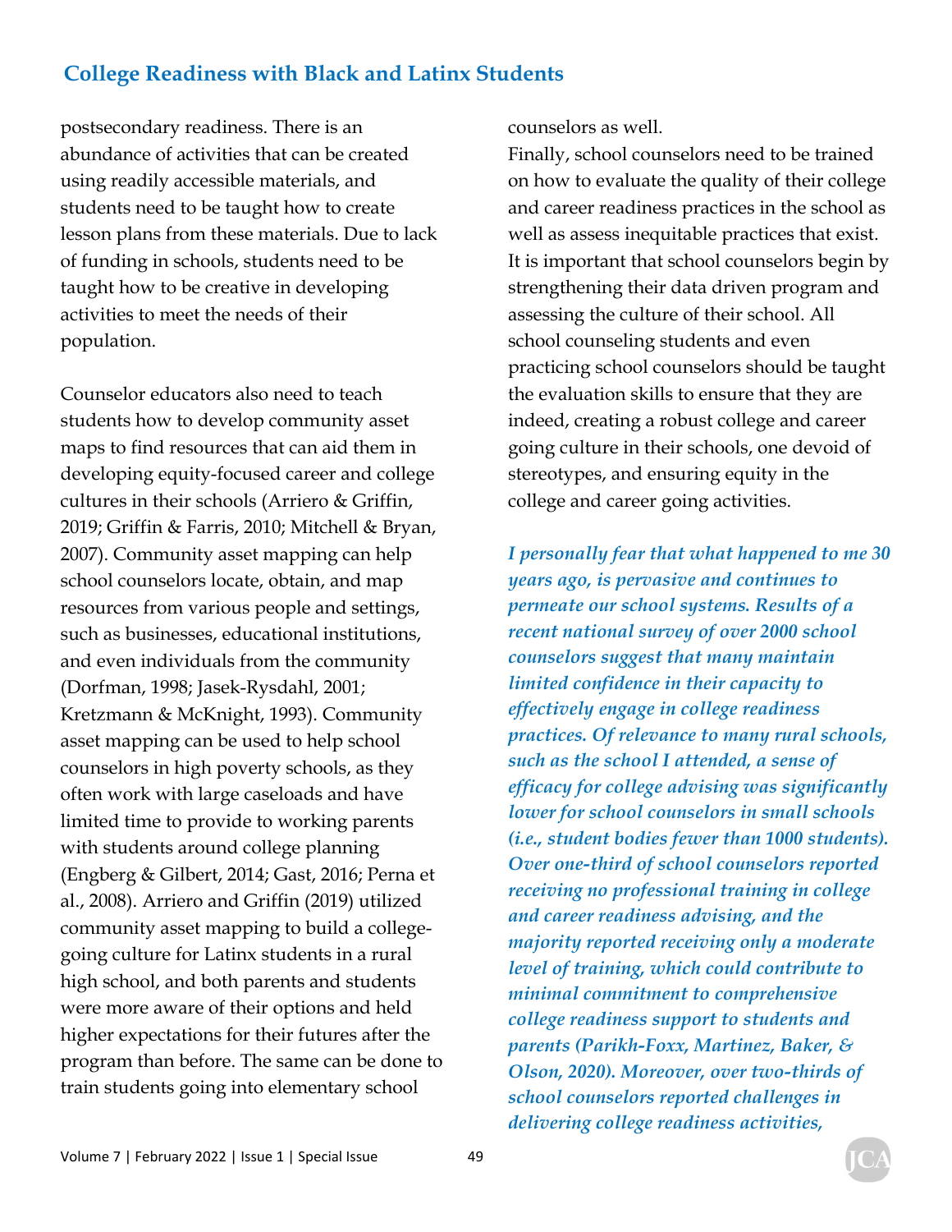postsecondary readiness. There is an abundance of activities that can be created using readily accessible materials, and students need to be taught how to create lesson plans from these materials. Due to lack of funding in schools, students need to be taught how to be creative in developing activities to meet the needs of their population.

Counselor educators also need to teach students how to develop community asset maps to find resources that can aid them in developing equity-focused career and college cultures in their schools (Arriero & Griffin, 2019; Griffin & Farris, 2010; Mitchell & Bryan, 2007). Community asset mapping can help school counselors locate, obtain, and map resources from various people and settings, such as businesses, educational institutions, and even individuals from the community (Dorfman, 1998; Jasek-Rysdahl, 2001; Kretzmann & McKnight, 1993). Community asset mapping can be used to help school counselors in high poverty schools, as they often work with large caseloads and have limited time to provide to working parents with students around college planning (Engberg & Gilbert, 2014; Gast, 2016; Perna et al., 2008). Arriero and Griffin (2019) utilized community asset mapping to build a college-going culture for Latinx students in a rural high school, and both parents and students were more aware of their options and held higher expectations for their futures after the program than before. The same can be done to train students going into elementary school counselors as well.

Finally, school counselors need to be trained on how to evaluate the quality of their college and career readiness practices in the school as well as assess inequitable practices that exist. It is important that school counselors begin by strengthening their data driven program and assessing the culture of their school. All school counseling students and even practicing school counselors should be taught the evaluation skills to ensure that they are indeed, creating a robust college and career going culture in their schools, one devoid of stereotypes, and ensuring equity in the college and career going activities.

***I personally fear that what happened to me 30 years ago, is pervasive and continues to permeate our school systems. Results of a recent national survey of over 2000 school counselors suggest that many maintain limited confidence in their capacity to effectively engage in college readiness practices. Of relevance to many rural schools, such as the school I attended, a sense of efficacy for college advising was significantly lower for school counselors in small schools (i.e., student bodies fewer than 1000 students). Over one-third of school counselors reported receiving no professional training in college and career readiness advising, and the majority reported receiving only a moderate level of training, which could contribute to minimal commitment to comprehensive college readiness support to students and parents (Parikh-Foxx, Martinez, Baker, & Olson, 2020). Moreover, over two-thirds of school counselors reported challenges in delivering college readiness activities,***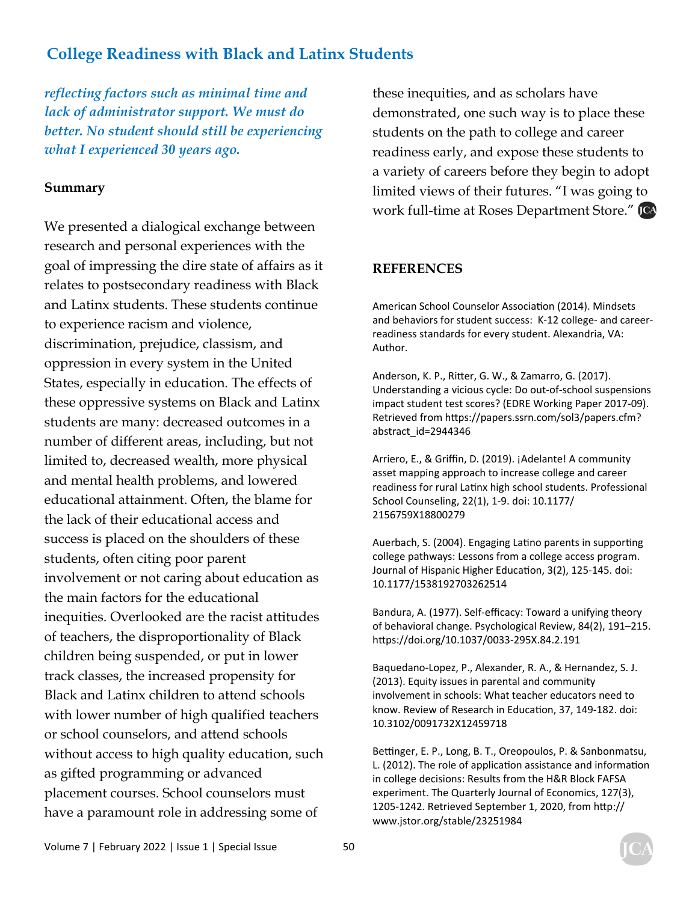*reflecting factors such as minimal time and lack of administrator support. We must do better. No student should still be experiencing what I experienced 30 years ago.*

**Summary**

We presented a dialogical exchange between research and personal experiences with the goal of impressing the dire state of affairs as it relates to postsecondary readiness with Black and Latinx students. These students continue to experience racism and violence, discrimination, prejudice, classism, and oppression in every system in the United States, especially in education. The effects of these oppressive systems on Black and Latinx students are many: decreased outcomes in a number of different areas, including, but not limited to, decreased wealth, more physical and mental health problems, and lowered educational attainment. Often, the blame for the lack of their educational access and success is placed on the shoulders of these students, often citing poor parent involvement or not caring about education as the main factors for the educational inequities. Overlooked are the racist attitudes of teachers, the disproportionality of Black children being suspended, or put in lower track classes, the increased propensity for Black and Latinx children to attend schools with lower number of high qualified teachers or school counselors, and attend schools without access to high quality education, such as gifted programming or advanced placement courses. School counselors must have a paramount role in addressing some of these inequities, and as scholars have demonstrated, one such way is to place these students on the path to college and career readiness early, and expose these students to a variety of careers before they begin to adopt limited views of their futures. "I was going to work full-time at Roses Department Store."

## REFERENCES

American School Counselor Association (2014). Mindsets and behaviors for student success: K-12 college- and career-readiness standards for every student. Alexandria, VA: Author.

Anderson, K. P., Ritter, G. W., & Zamarro, G. (2017). Understanding a vicious cycle: Do out-of-school suspensions impact student test scores? (EDRE Working Paper 2017-09). Retrieved from https://papers.ssrn.com/sol3/papers.cfm?abstract_id=2944346

Arriero, E., & Griffin, D. (2019). ¡Adelante! A community asset mapping approach to increase college and career readiness for rural Latinx high school students. Professional School Counseling, 22(1), 1-9. doi: 10.1177/2156759X18800279

Auerbach, S. (2004). Engaging Latino parents in supporting college pathways: Lessons from a college access program. Journal of Hispanic Higher Education, 3(2), 125-145. doi: 10.1177/1538192703262514

Bandura, A. (1977). Self-efficacy: Toward a unifying theory of behavioral change. Psychological Review, 84(2), 191–215. https://doi.org/10.1037/0033-295X.84.2.191

Baquedano-Lopez, P., Alexander, R. A., & Hernandez, S. J. (2013). Equity issues in parental and community involvement in schools: What teacher educators need to know. Review of Research in Education, 37, 149-182. doi: 10.3102/0091732X12459718

Bettinger, E. P., Long, B. T., Oreopoulos, P. & Sanbonmatsu, L. (2012). The role of application assistance and information in college decisions: Results from the H&R Block FAFSA experiment. The Quarterly Journal of Economics, 127(3), 1205-1242. Retrieved September 1, 2020, from http://www.jstor.org/stable/23251984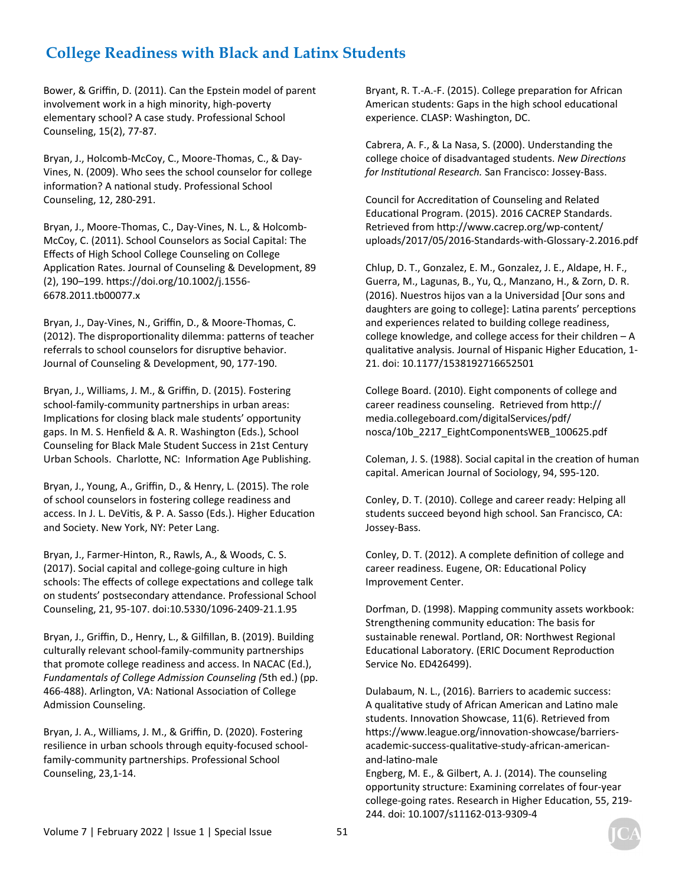Bower, & Griffin, D. (2011). Can the Epstein model of parent involvement work in a high minority, high-poverty elementary school? A case study. Professional School Counseling, 15(2), 77-87.

Bryan, J., Holcomb-McCoy, C., Moore-Thomas, C., & Day-Vines, N. (2009). Who sees the school counselor for college information? A national study. Professional School Counseling, 12, 280-291.

Bryan, J., Moore-Thomas, C., Day-Vines, N. L., & Holcomb-McCoy, C. (2011). School Counselors as Social Capital: The Effects of High School College Counseling on College Application Rates. Journal of Counseling & Development, 89 (2), 190–199. https://doi.org/10.1002/j.1556-6678.2011.tb00077.x

Bryan, J., Day-Vines, N., Griffin, D., & Moore-Thomas, C. (2012). The disproportionality dilemma: patterns of teacher referrals to school counselors for disruptive behavior. Journal of Counseling & Development, 90, 177-190.

Bryan, J., Williams, J. M., & Griffin, D. (2015). Fostering school-family-community partnerships in urban areas: Implications for closing black male students' opportunity gaps. In M. S. Henfield & A. R. Washington (Eds.), School Counseling for Black Male Student Success in 21st Century Urban Schools. Charlotte, NC: Information Age Publishing.

Bryan, J., Young, A., Griffin, D., & Henry, L. (2015). The role of school counselors in fostering college readiness and access. In J. L. DeVitis, & P. A. Sasso (Eds.). Higher Education and Society. New York, NY: Peter Lang.

Bryan, J., Farmer-Hinton, R., Rawls, A., & Woods, C. S. (2017). Social capital and college-going culture in high schools: The effects of college expectations and college talk on students' postsecondary attendance. Professional School Counseling, 21, 95-107. doi:10.5330/1096-2409-21.1.95

Bryan, J., Griffin, D., Henry, L., & Gilfillan, B. (2019). Building culturally relevant school-family-community partnerships that promote college readiness and access. In NACAC (Ed.), *Fundamentals of College Admission Counseling (*5th ed.) (pp. 466-488). Arlington, VA: National Association of College Admission Counseling.

Bryan, J. A., Williams, J. M., & Griffin, D. (2020). Fostering resilience in urban schools through equity-focused school-family-community partnerships. Professional School Counseling, 23,1-14.

Bryant, R. T.-A.-F. (2015). College preparation for African American students: Gaps in the high school educational experience. CLASP: Washington, DC.

Cabrera, A. F., & La Nasa, S. (2000). Understanding the college choice of disadvantaged students. *New Directions for Institutional Research.* San Francisco: Jossey-Bass.

Council for Accreditation of Counseling and Related Educational Program. (2015). 2016 CACREP Standards. Retrieved from http://www.cacrep.org/wp-content/uploads/2017/05/2016-Standards-with-Glossary-2.2016.pdf

Chlup, D. T., Gonzalez, E. M., Gonzalez, J. E., Aldape, H. F., Guerra, M., Lagunas, B., Yu, Q., Manzano, H., & Zorn, D. R. (2016). Nuestros hijos van a la Universidad [Our sons and daughters are going to college]: Latina parents' perceptions and experiences related to building college readiness, college knowledge, and college access for their children – A qualitative analysis. Journal of Hispanic Higher Education, 1-21. doi: 10.1177/1538192716652501

College Board. (2010). Eight components of college and career readiness counseling. Retrieved from http://media.collegeboard.com/digitalServices/pdf/nosca/10b_2217_EightComponentsWEB_100625.pdf

Coleman, J. S. (1988). Social capital in the creation of human capital. American Journal of Sociology, 94, S95-120.

Conley, D. T. (2010). College and career ready: Helping all students succeed beyond high school. San Francisco, CA: Jossey-Bass.

Conley, D. T. (2012). A complete definition of college and career readiness. Eugene, OR: Educational Policy Improvement Center.

Dorfman, D. (1998). Mapping community assets workbook: Strengthening community education: The basis for sustainable renewal. Portland, OR: Northwest Regional Educational Laboratory. (ERIC Document Reproduction Service No. ED426499).

Dulabaum, N. L., (2016). Barriers to academic success: A qualitative study of African American and Latino male students. Innovation Showcase, 11(6). Retrieved from https://www.league.org/innovation-showcase/barriers-academic-success-qualitative-study-african-american-and-latino-male

Engberg, M. E., & Gilbert, A. J. (2014). The counseling opportunity structure: Examining correlates of four-year college-going rates. Research in Higher Education, 55, 219-244. doi: 10.1007/s11162-013-9309-4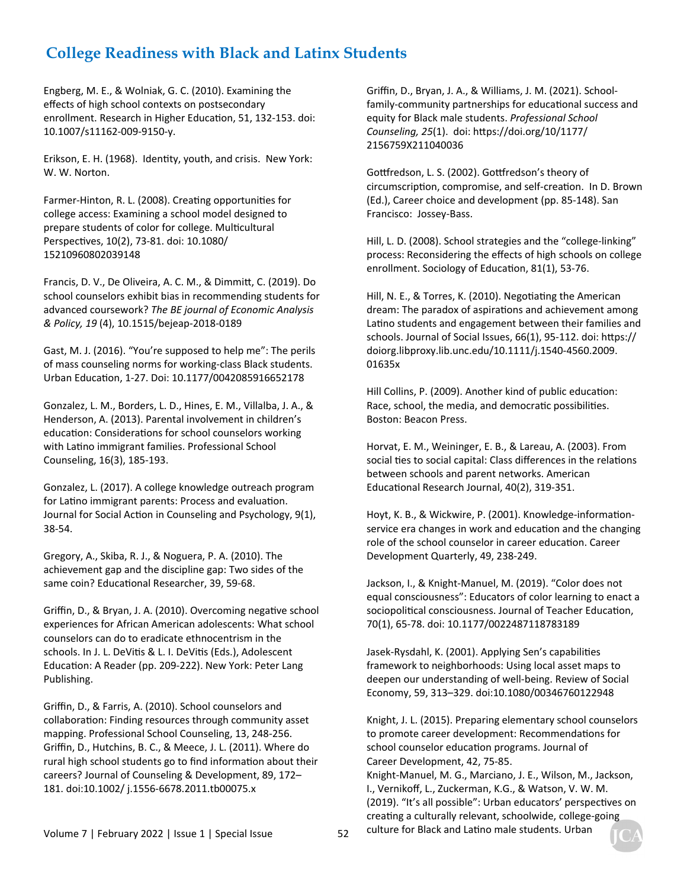Engberg, M. E., & Wolniak, G. C. (2010). Examining the effects of high school contexts on postsecondary enrollment. Research in Higher Education, 51, 132-153. doi: 10.1007/s11162-009-9150-y.

Erikson, E. H. (1968). Identity, youth, and crisis. New York: W. W. Norton.

Farmer-Hinton, R. L. (2008). Creating opportunities for college access: Examining a school model designed to prepare students of color for college. Multicultural Perspectives, 10(2), 73-81. doi: 10.1080/15210960802039148

Francis, D. V., De Oliveira, A. C. M., & Dimmitt, C. (2019). Do school counselors exhibit bias in recommending students for advanced coursework? *The BE journal of Economic Analysis & Policy, 19* (4), 10.1515/bejeap-2018-0189

Gast, M. J. (2016). "You're supposed to help me": The perils of mass counseling norms for working-class Black students. Urban Education, 1-27. Doi: 10.1177/0042085916652178

Gonzalez, L. M., Borders, L. D., Hines, E. M., Villalba, J. A., & Henderson, A. (2013). Parental involvement in children's education: Considerations for school counselors working with Latino immigrant families. Professional School Counseling, 16(3), 185-193.

Gonzalez, L. (2017). A college knowledge outreach program for Latino immigrant parents: Process and evaluation. Journal for Social Action in Counseling and Psychology, 9(1), 38-54.

Gregory, A., Skiba, R. J., & Noguera, P. A. (2010). The achievement gap and the discipline gap: Two sides of the same coin? Educational Researcher, 39, 59-68.

Griffin, D., & Bryan, J. A. (2010). Overcoming negative school experiences for African American adolescents: What school counselors can do to eradicate ethnocentrism in the schools. In J. L. DeVitis & L. I. DeVitis (Eds.), Adolescent Education: A Reader (pp. 209-222). New York: Peter Lang Publishing.

Griffin, D., & Farris, A. (2010). School counselors and collaboration: Finding resources through community asset mapping. Professional School Counseling, 13, 248-256.

Griffin, D., Hutchins, B. C., & Meece, J. L. (2011). Where do rural high school students go to find information about their careers? Journal of Counseling & Development, 89, 172–181. doi:10.1002/ j.1556-6678.2011.tb00075.x

Griffin, D., Bryan, J. A., & Williams, J. M. (2021). School-family-community partnerships for educational success and equity for Black male students. *Professional School Counseling, 25*(1). doi: https://doi.org/10/1177/2156759X211040036

Gottfredson, L. S. (2002). Gottfredson's theory of circumscription, compromise, and self-creation. In D. Brown (Ed.), Career choice and development (pp. 85-148). San Francisco: Jossey-Bass.

Hill, L. D. (2008). School strategies and the "college-linking" process: Reconsidering the effects of high schools on college enrollment. Sociology of Education, 81(1), 53-76.

Hill, N. E., & Torres, K. (2010). Negotiating the American dream: The paradox of aspirations and achievement among Latino students and engagement between their families and schools. Journal of Social Issues, 66(1), 95-112. doi: https://doiorg.libproxy.lib.unc.edu/10.1111/j.1540-4560.2009.01635x

Hill Collins, P. (2009). Another kind of public education: Race, school, the media, and democratic possibilities. Boston: Beacon Press.

Horvat, E. M., Weininger, E. B., & Lareau, A. (2003). From social ties to social capital: Class differences in the relations between schools and parent networks. American Educational Research Journal, 40(2), 319-351.

Hoyt, K. B., & Wickwire, P. (2001). Knowledge-information-service era changes in work and education and the changing role of the school counselor in career education. Career Development Quarterly, 49, 238-249.

Jackson, I., & Knight-Manuel, M. (2019). "Color does not equal consciousness": Educators of color learning to enact a sociopolitical consciousness. Journal of Teacher Education, 70(1), 65-78. doi: 10.1177/0022487118783189

Jasek-Rysdahl, K. (2001). Applying Sen's capabilities framework to neighborhoods: Using local asset maps to deepen our understanding of well-being. Review of Social Economy, 59, 313–329. doi:10.1080/00346760122948

Knight, J. L. (2015). Preparing elementary school counselors to promote career development: Recommendations for school counselor education programs. Journal of Career Development, 42, 75-85.

Knight-Manuel, M. G., Marciano, J. E., Wilson, M., Jackson, I., Vernikoff, L., Zuckerman, K.G., & Watson, V. W. M. (2019). "It's all possible": Urban educators' perspectives on creating a culturally relevant, schoolwide, college-going culture for Black and Latino male students. Urban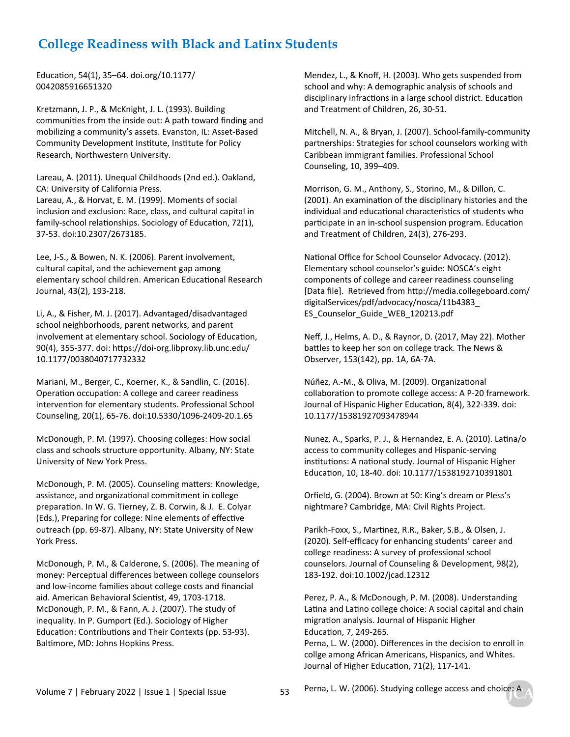Education, 54(1), 35–64. doi.org/10.1177/0042085916651320

Kretzmann, J. P., & McKnight, J. L. (1993). Building communities from the inside out: A path toward finding and mobilizing a community's assets. Evanston, IL: Asset-Based Community Development Institute, Institute for Policy Research, Northwestern University.

Lareau, A. (2011). Unequal Childhoods (2nd ed.). Oakland, CA: University of California Press.

Lareau, A., & Horvat, E. M. (1999). Moments of social inclusion and exclusion: Race, class, and cultural capital in family-school relationships. Sociology of Education, 72(1), 37-53. doi:10.2307/2673185.

Lee, J-S., & Bowen, N. K. (2006). Parent involvement, cultural capital, and the achievement gap among elementary school children. American Educational Research Journal, 43(2), 193-218.

Li, A., & Fisher, M. J. (2017). Advantaged/disadvantaged school neighborhoods, parent networks, and parent involvement at elementary school. Sociology of Education, 90(4), 355-377. doi: https://doi-org.libproxy.lib.unc.edu/10.1177/0038040717732332

Mariani, M., Berger, C., Koerner, K., & Sandlin, C. (2016). Operation occupation: A college and career readiness intervention for elementary students. Professional School Counseling, 20(1), 65-76. doi:10.5330/1096-2409-20.1.65

McDonough, P. M. (1997). Choosing colleges: How social class and schools structure opportunity. Albany, NY: State University of New York Press.

McDonough, P. M. (2005). Counseling matters: Knowledge, assistance, and organizational commitment in college preparation. In W. G. Tierney, Z. B. Corwin, & J. E. Colyar (Eds.), Preparing for college: Nine elements of effective outreach (pp. 69-87). Albany, NY: State University of New York Press.

McDonough, P. M., & Calderone, S. (2006). The meaning of money: Perceptual differences between college counselors and low-income families about college costs and financial aid. American Behavioral Scientist, 49, 1703-1718.

McDonough, P. M., & Fann, A. J. (2007). The study of inequality. In P. Gumport (Ed.). Sociology of Higher Education: Contributions and Their Contexts (pp. 53-93). Baltimore, MD: Johns Hopkins Press.

Mendez, L., & Knoff, H. (2003). Who gets suspended from school and why: A demographic analysis of schools and disciplinary infractions in a large school district. Education and Treatment of Children, 26, 30-51.

Mitchell, N. A., & Bryan, J. (2007). School-family-community partnerships: Strategies for school counselors working with Caribbean immigrant families. Professional School Counseling, 10, 399–409.

Morrison, G. M., Anthony, S., Storino, M., & Dillon, C. (2001). An examination of the disciplinary histories and the individual and educational characteristics of students who participate in an in-school suspension program. Education and Treatment of Children, 24(3), 276-293.

National Office for School Counselor Advocacy. (2012). Elementary school counselor's guide: NOSCA's eight components of college and career readiness counseling [Data file]. Retrieved from http://media.collegeboard.com/digitalServices/pdf/advocacy/nosca/11b4383_ES_Counselor_Guide_WEB_120213.pdf

Neff, J., Helms, A. D., & Raynor, D. (2017, May 22). Mother battles to keep her son on college track. The News & Observer, 153(142), pp. 1A, 6A-7A.

Núñez, A.-M., & Oliva, M. (2009). Organizational collaboration to promote college access: A P-20 framework. Journal of Hispanic Higher Education, 8(4), 322-339. doi: 10.1177/15381927093478944

Nunez, A., Sparks, P. J., & Hernandez, E. A. (2010). Latina/o access to community colleges and Hispanic-serving institutions: A national study. Journal of Hispanic Higher Education, 10, 18-40. doi: 10.1177/1538192710391801

Orfield, G. (2004). Brown at 50: King's dream or Pless's nightmare? Cambridge, MA: Civil Rights Project.

Parikh-Foxx, S., Martinez, R.R., Baker, S.B., & Olsen, J. (2020). Self-efficacy for enhancing students' career and college readiness: A survey of professional school counselors. Journal of Counseling & Development, 98(2), 183-192. doi:10.1002/jcad.12312

Perez, P. A., & McDonough, P. M. (2008). Understanding Latina and Latino college choice: A social capital and chain migration analysis. Journal of Hispanic Higher Education, 7, 249-265.

Perna, L. W. (2000). Differences in the decision to enroll in collge among African Americans, Hispanics, and Whites. Journal of Higher Education, 71(2), 117-141.

Perna, L. W. (2006). Studying college access and choice: A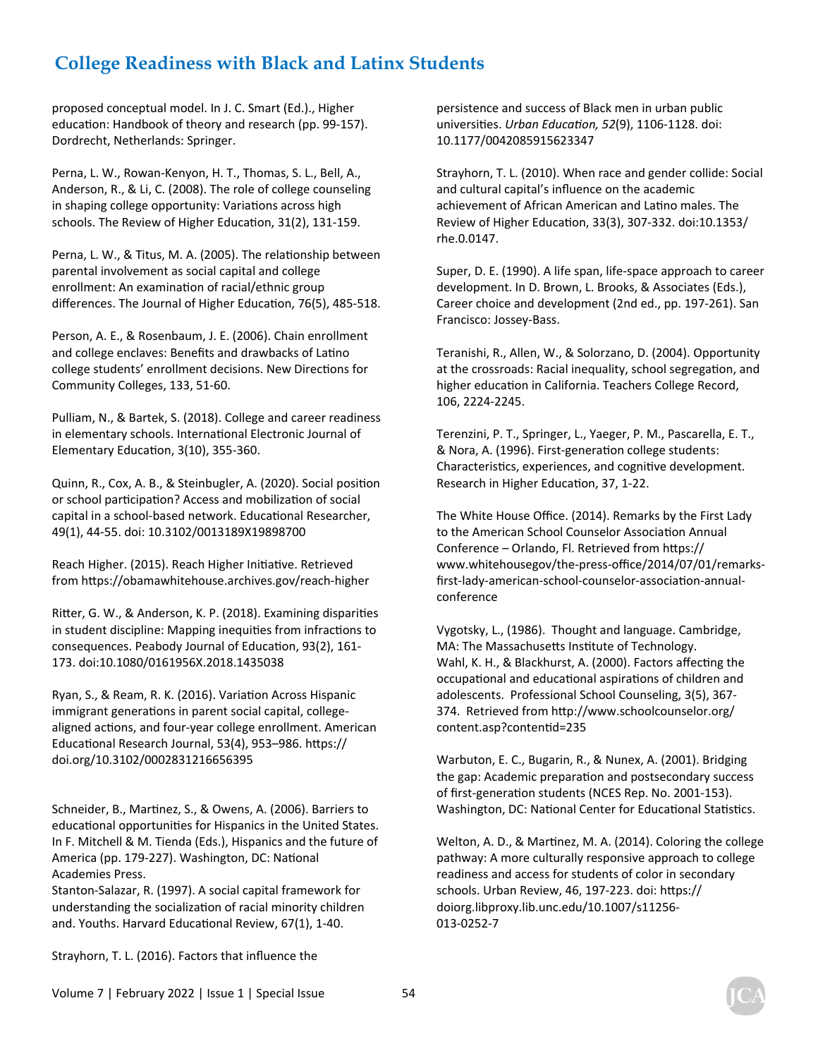proposed conceptual model. In J. C. Smart (Ed.)., Higher education: Handbook of theory and research (pp. 99-157). Dordrecht, Netherlands: Springer.

Perna, L. W., Rowan-Kenyon, H. T., Thomas, S. L., Bell, A., Anderson, R., & Li, C. (2008). The role of college counseling in shaping college opportunity: Variations across high schools. The Review of Higher Education, 31(2), 131-159.

Perna, L. W., & Titus, M. A. (2005). The relationship between parental involvement as social capital and college enrollment: An examination of racial/ethnic group differences. The Journal of Higher Education, 76(5), 485-518.

Person, A. E., & Rosenbaum, J. E. (2006). Chain enrollment and college enclaves: Benefits and drawbacks of Latino college students' enrollment decisions. New Directions for Community Colleges, 133, 51-60.

Pulliam, N., & Bartek, S. (2018). College and career readiness in elementary schools. International Electronic Journal of Elementary Education, 3(10), 355-360.

Quinn, R., Cox, A. B., & Steinbugler, A. (2020). Social position or school participation? Access and mobilization of social capital in a school-based network. Educational Researcher, 49(1), 44-55. doi: 10.3102/0013189X19898700

Reach Higher. (2015). Reach Higher Initiative. Retrieved from https://obamawhitehouse.archives.gov/reach-higher

Ritter, G. W., & Anderson, K. P. (2018). Examining disparities in student discipline: Mapping inequities from infractions to consequences. Peabody Journal of Education, 93(2), 161-173. doi:10.1080/0161956X.2018.1435038

Ryan, S., & Ream, R. K. (2016). Variation Across Hispanic immigrant generations in parent social capital, college-aligned actions, and four-year college enrollment. American Educational Research Journal, 53(4), 953–986. https://doi.org/10.3102/0002831216656395

Schneider, B., Martinez, S., & Owens, A. (2006). Barriers to educational opportunities for Hispanics in the United States. In F. Mitchell & M. Tienda (Eds.), Hispanics and the future of America (pp. 179-227). Washington, DC: National Academies Press.

Stanton-Salazar, R. (1997). A social capital framework for understanding the socialization of racial minority children and. Youths. Harvard Educational Review, 67(1), 1-40.

Strayhorn, T. L. (2016). Factors that influence the persistence and success of Black men in urban public universities. *Urban Education, 52*(9), 1106-1128. doi: 10.1177/0042085915623347

Strayhorn, T. L. (2010). When race and gender collide: Social and cultural capital's influence on the academic achievement of African American and Latino males. The Review of Higher Education, 33(3), 307-332. doi:10.1353/rhe.0.0147.

Super, D. E. (1990). A life span, life-space approach to career development. In D. Brown, L. Brooks, & Associates (Eds.), Career choice and development (2nd ed., pp. 197-261). San Francisco: Jossey-Bass.

Teranishi, R., Allen, W., & Solorzano, D. (2004). Opportunity at the crossroads: Racial inequality, school segregation, and higher education in California. Teachers College Record, 106, 2224-2245.

Terenzini, P. T., Springer, L., Yaeger, P. M., Pascarella, E. T., & Nora, A. (1996). First-generation college students: Characteristics, experiences, and cognitive development. Research in Higher Education, 37, 1-22.

The White House Office. (2014). Remarks by the First Lady to the American School Counselor Association Annual Conference – Orlando, Fl. Retrieved from https://www.whitehousegov/the-press-office/2014/07/01/remarks-first-lady-american-school-counselor-association-annual-conference

Vygotsky, L., (1986). Thought and language. Cambridge, MA: The Massachusetts Institute of Technology.

Wahl, K. H., & Blackhurst, A. (2000). Factors affecting the occupational and educational aspirations of children and adolescents. Professional School Counseling, 3(5), 367-374. Retrieved from http://www.schoolcounselor.org/content.asp?contentid=235

Warbuton, E. C., Bugarin, R., & Nunex, A. (2001). Bridging the gap: Academic preparation and postsecondary success of first-generation students (NCES Rep. No. 2001-153). Washington, DC: National Center for Educational Statistics.

Welton, A. D., & Martinez, M. A. (2014). Coloring the college pathway: A more culturally responsive approach to college readiness and access for students of color in secondary schools. Urban Review, 46, 197-223. doi: https://doiorg.libproxy.lib.unc.edu/10.1007/s11256-013-0252-7